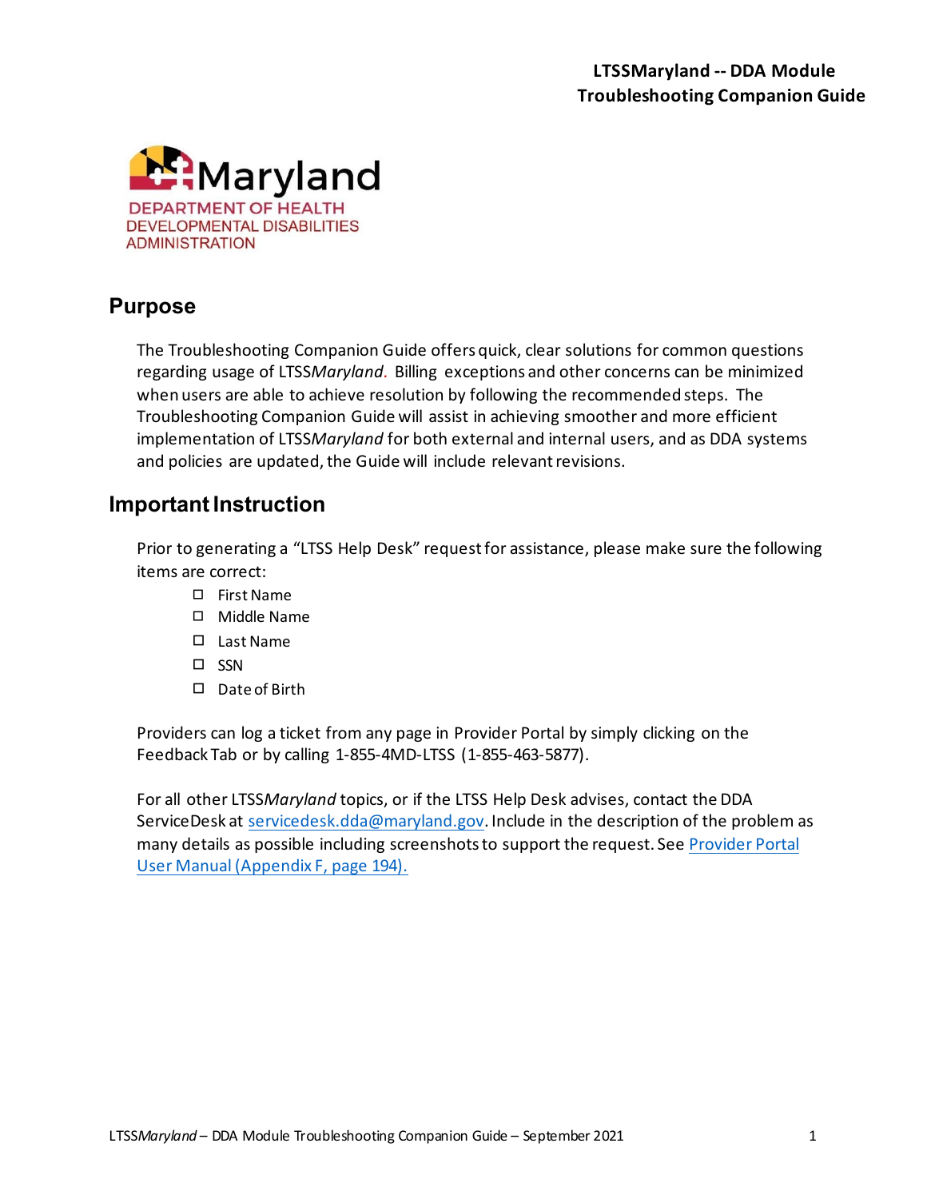# LTSSMaryland -- DDA Module Troubleshooting Companion Guide

Maryland
DEPARTMENT OF HEALTH
DEVELOPMENTAL DISABILITIES ADMINISTRATION

## Purpose

The Troubleshooting Companion Guide offers quick, clear solutions for common questions regarding usage of LTSS*Maryland*. Billing exceptions and other concerns can be minimized when users are able to achieve resolution by following the recommended steps. The Troubleshooting Companion Guide will assist in achieving smoother and more efficient implementation of LTSS*Maryland* for both external and internal users, and as DDA systems and policies are updated, the Guide will include relevant revisions.

## Important Instruction

Prior to generating a "LTSS Help Desk" request for assistance, please make sure the following items are correct:

- ☐ First Name
- ☐ Middle Name
- ☐ Last Name
- ☐ SSN
- ☐ Date of Birth

Providers can log a ticket from any page in Provider Portal by simply clicking on the Feedback Tab or by calling 1-855-4MD-LTSS (1-855-463-5877).

For all other LTSS*Maryland* topics, or if the LTSS Help Desk advises, contact the DDA ServiceDesk at servicedesk.dda@maryland.gov. Include in the description of the problem as many details as possible including screenshots to support the request. See Provider Portal User Manual (Appendix F, page 194).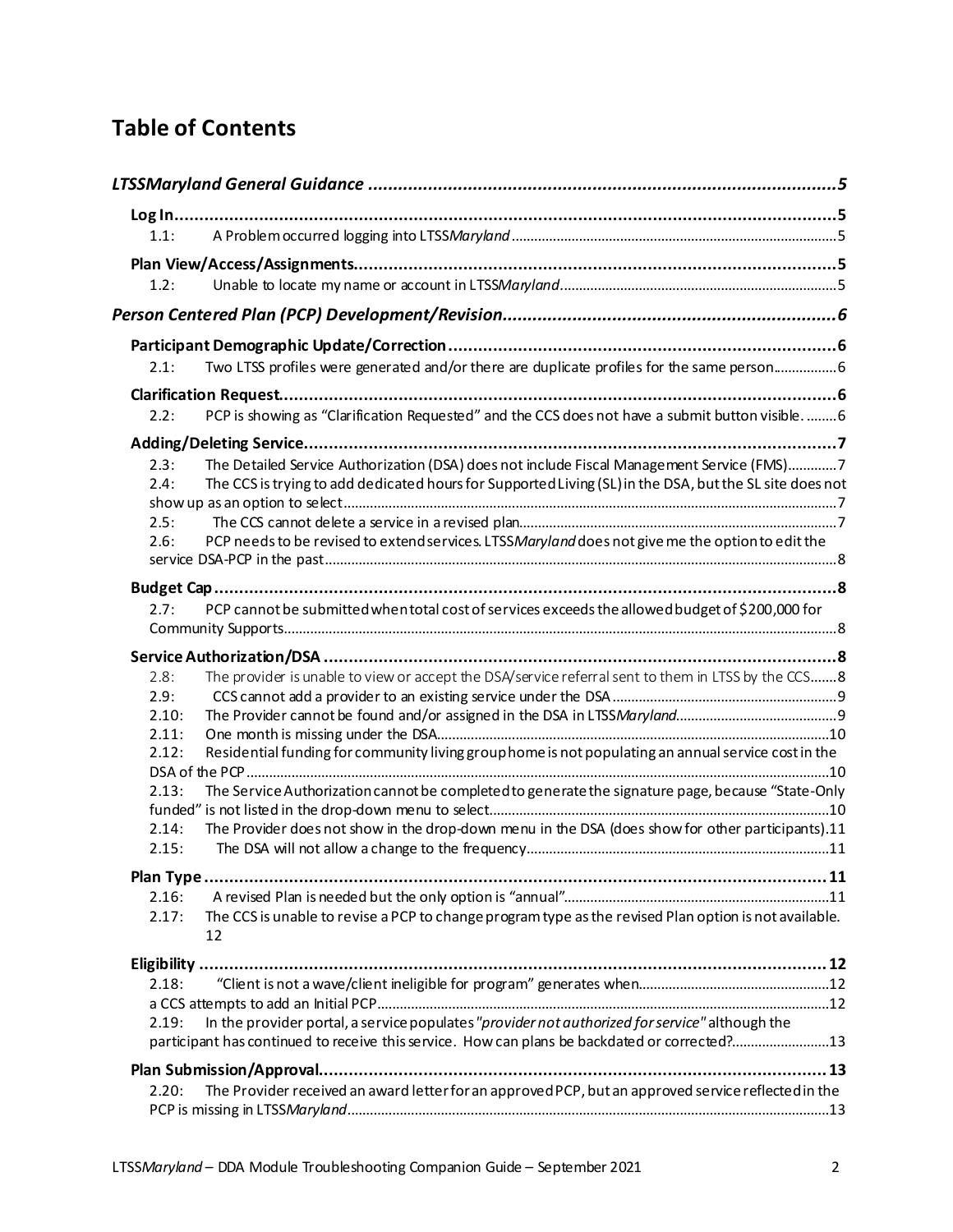# Table of Contents

*LTSSMaryland General Guidance* ............................................................ 5

**Log In** ............................................................ 5

1.1: A Problem occurred logging into LTSS*Maryland* ............................................................ 5

**Plan View/Access/Assignments** ............................................................ 5

1.2: Unable to locate my name or account in LTSS*Maryland* ............................................................ 5

*Person Centered Plan (PCP) Development/Revision* ............................................................ 6

**Participant Demographic Update/Correction** ............................................................ 6

2.1: Two LTSS profiles were generated and/or there are duplicate profiles for the same person ............................................................ 6

**Clarification Request** ............................................................ 6

2.2: PCP is showing as "Clarification Requested" and the CCS does not have a submit button visible. ............................................................ 6

**Adding/Deleting Service** ............................................................ 7

2.3: The Detailed Service Authorization (DSA) does not include Fiscal Management Service (FMS) ............................................................ 7

2.4: The CCS is trying to add dedicated hours for Supported Living (SL) in the DSA, but the SL site does not show up as an option to select ............................................................ 7

2.5: The CCS cannot delete a service in a revised plan ............................................................ 7

2.6: PCP needs to be revised to extend services. LTSS*Maryland* does not give me the option to edit the service DSA-PCP in the past ............................................................ 8

**Budget Cap** ............................................................ 8

2.7: PCP cannot be submitted when total cost of services exceeds the allowed budget of $200,000 for Community Supports ............................................................ 8

**Service Authorization/DSA** ............................................................ 8

2.8: The provider is unable to view or accept the DSA/service referral sent to them in LTSS by the CCS ............................................................ 8

2.9: CCS cannot add a provider to an existing service under the DSA ............................................................ 9

2.10: The Provider cannot be found and/or assigned in the DSA in LTSS*Maryland* ............................................................ 9

2.11: One month is missing under the DSA ............................................................ 10

2.12: Residential funding for community living group home is not populating an annual service cost in the DSA of the PCP ............................................................ 10

2.13: The Service Authorization cannot be completed to generate the signature page, because "State-Only funded" is not listed in the drop-down menu to select ............................................................ 10

2.14: The Provider does not show in the drop-down menu in the DSA (does show for other participants) ............................................................ 11

2.15: The DSA will not allow a change to the frequency ............................................................ 11

**Plan Type** ............................................................ 11

2.16: A revised Plan is needed but the only option is "annual" ............................................................ 11

2.17: The CCS is unable to revise a PCP to change program type as the revised Plan option is not available. 12

**Eligibility** ............................................................ 12

2.18: "Client is not a wave/client ineligible for program" generates when ............................................................ 12
a CCS attempts to add an Initial PCP ............................................................ 12

2.19: In the provider portal, a service populates *"provider not authorized for service"* although the participant has continued to receive this service. How can plans be backdated or corrected? ............................................................ 13

**Plan Submission/Approval** ............................................................ 13

2.20: The Provider received an award letter for an approved PCP, but an approved service reflected in the PCP is missing in LTSS*Maryland* ............................................................ 13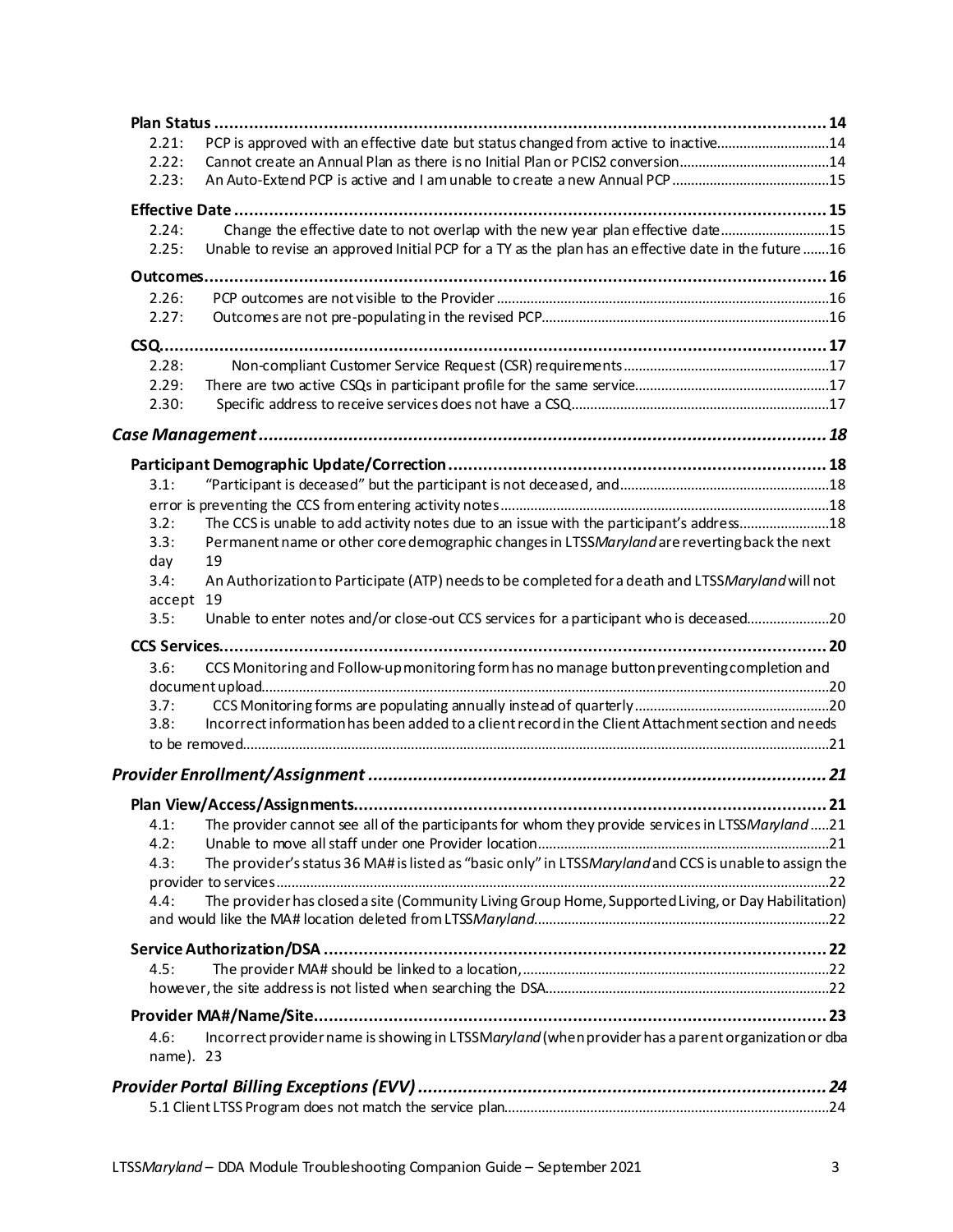**Plan Status** .......... 14

- 2.21: PCP is approved with an effective date but status changed from active to inactive .......... 14
- 2.22: Cannot create an Annual Plan as there is no Initial Plan or PCIS2 conversion .......... 14
- 2.23: An Auto-Extend PCP is active and I am unable to create a new Annual PCP .......... 15

**Effective Date** .......... 15

- 2.24: Change the effective date to not overlap with the new year plan effective date .......... 15
- 2.25: Unable to revise an approved Initial PCP for a TY as the plan has an effective date in the future .......... 16

**Outcomes** .......... 16

- 2.26: PCP outcomes are not visible to the Provider .......... 16
- 2.27: Outcomes are not pre-populating in the revised PCP .......... 16

**CSQ** .......... 17

- 2.28: Non-compliant Customer Service Request (CSR) requirements .......... 17
- 2.29: There are two active CSQs in participant profile for the same service .......... 17
- 2.30: Specific address to receive services does not have a CSQ .......... 17

***Case Management*** .......... 18

**Participant Demographic Update/Correction** .......... 18

- 3.1: "Participant is deceased" but the participant is not deceased, and .......... 18
  error is preventing the CCS from entering activity notes .......... 18
- 3.2: The CCS is unable to add activity notes due to an issue with the participant's address .......... 18
- 3.3: Permanent name or other core demographic changes in LTSS*Maryland* are reverting back the next day 19
- 3.4: An Authorization to Participate (ATP) needs to be completed for a death and LTSS*Maryland* will not accept 19
- 3.5: Unable to enter notes and/or close-out CCS services for a participant who is deceased .......... 20

**CCS Services** .......... 20

- 3.6: CCS Monitoring and Follow-up monitoring form has no manage button preventing completion and document upload .......... 20
- 3.7: CCS Monitoring forms are populating annually instead of quarterly .......... 20
- 3.8: Incorrect information has been added to a client record in the Client Attachment section and needs to be removed .......... 21

***Provider Enrollment/Assignment*** .......... 21

**Plan View/Access/Assignments** .......... 21

- 4.1: The provider cannot see all of the participants for whom they provide services in LTSS*Maryland* .......... 21
- 4.2: Unable to move all staff under one Provider location .......... 21
- 4.3: The provider's status 36 MA# is listed as "basic only" in LTSS*Maryland* and CCS is unable to assign the provider to services .......... 22
- 4.4: The provider has closed a site (Community Living Group Home, Supported Living, or Day Habilitation) and would like the MA# location deleted from LTSS*Maryland* .......... 22

**Service Authorization/DSA** .......... 22

- 4.5: The provider MA# should be linked to a location, .......... 22
  however, the site address is not listed when searching the DSA .......... 22

**Provider MA#/Name/Site** .......... 23

- 4.6: Incorrect provider name is showing in LTSS*Maryland* (when provider has a parent organization or dba name). 23

***Provider Portal Billing Exceptions (EVV)*** .......... 24

- 5.1 Client LTSS Program does not match the service plan .......... 24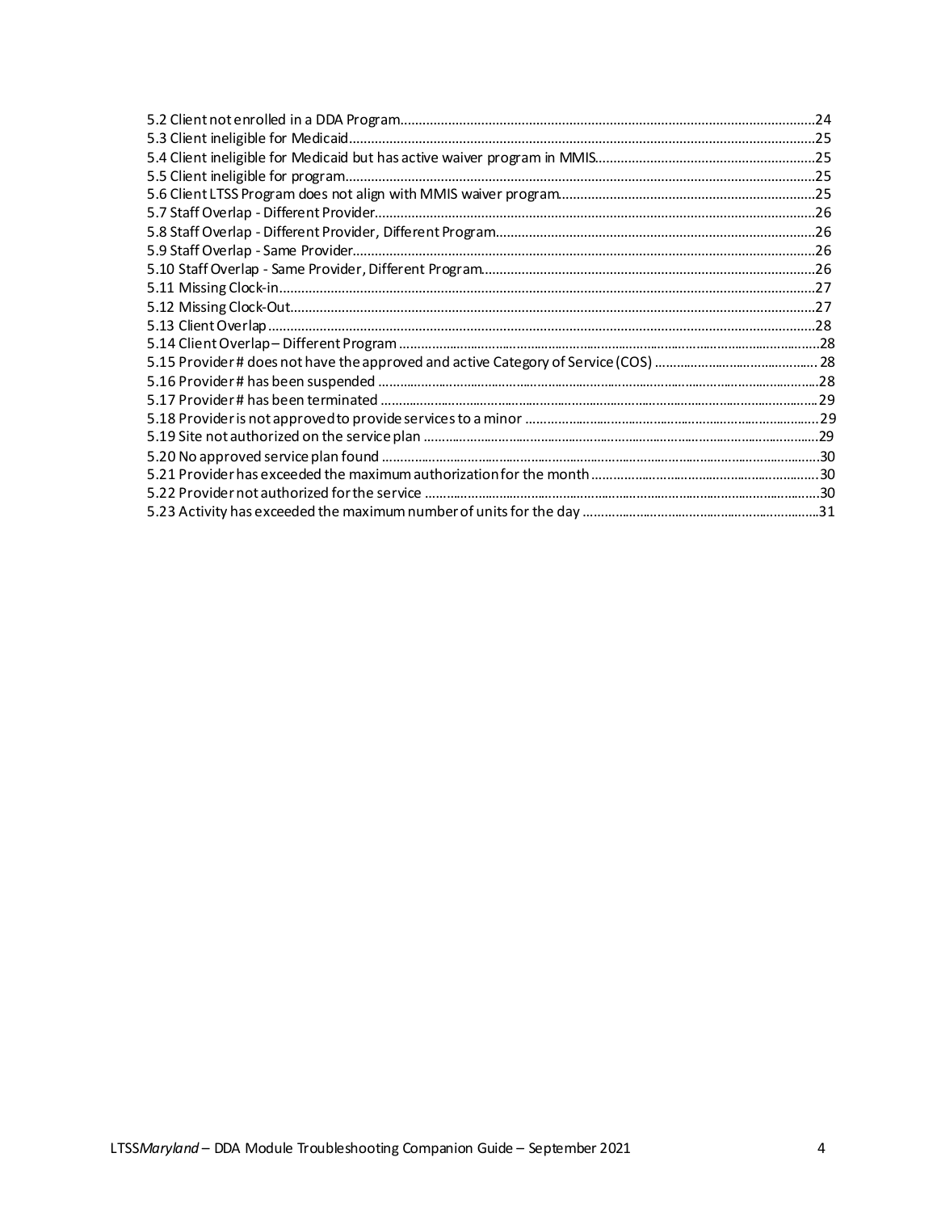5.2 Client not enrolled in a DDA Program.................................................................................................24
5.3 Client ineligible for Medicaid..............................................................................................................25
5.4 Client ineligible for Medicaid but has active waiver program in MMIS...........................................................25
5.5 Client ineligible for program................................................................................................................25
5.6 Client LTSS Program does not align with MMIS waiver program.....................................................................25
5.7 Staff Overlap - Different Provider.........................................................................................................26
5.8 Staff Overlap - Different Provider, Different Program.......................................................................................26
5.9 Staff Overlap - Same Provider...............................................................................................................26
5.10 Staff Overlap - Same Provider, Different Program..........................................................................................26
5.11 Missing Clock-in....................................................................................................................................27
5.12 Missing Clock-Out..................................................................................................................................27
5.13 Client Overlap.......................................................................................................................................28
5.14 Client Overlap – Different Program.........................................................................................................28
5.15 Provider # does not have the approved and active Category of Service (COS) ............................................ 28
5.16 Provider # has been suspended ..............................................................................................................28
5.17 Provider # has been terminated ..............................................................................................................29
5.18 Provider is not approved to provide services to a minor .................................................................................29
5.19 Site not authorized on the service plan .......................................................................................................29
5.20 No approved service plan found ..............................................................................................................30
5.21 Provider has exceeded the maximum authorization for the month .........................................................30
5.22 Provider not authorized for the service .......................................................................................................30
5.23 Activity has exceeded the maximum number of units for the day ....................................................................31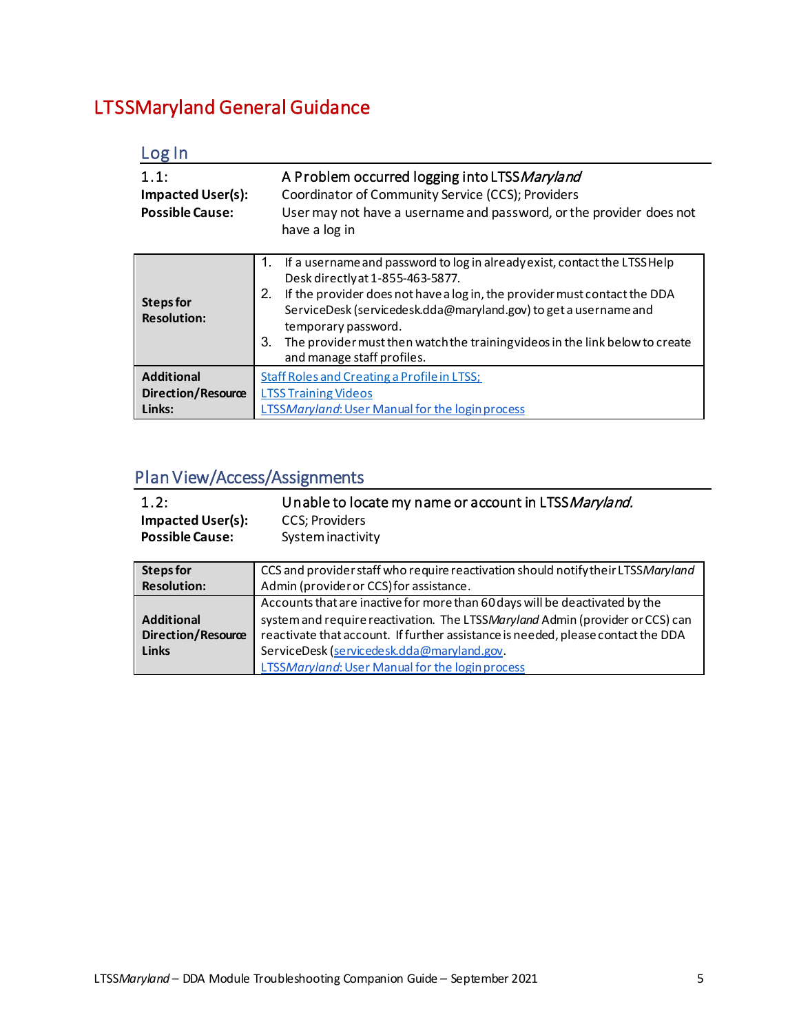# LTSSMaryland General Guidance

## Log In

| | |
|---|---|
| 1.1: | A Problem occurred logging into LTSS*Maryland* |
| **Impacted User(s):** | Coordinator of Community Service (CCS); Providers |
| **Possible Cause:** | User may not have a username and password, or the provider does not have a log in |

| | |
|---|---|
| **Steps for Resolution:** | 1. If a username and password to log in already exist, contact the LTSS Help Desk directly at 1-855-463-5877.<br>2. If the provider does not have a log in, the provider must contact the DDA ServiceDesk (servicedesk.dda@maryland.gov) to get a username and temporary password.<br>3. The provider must then watch the training videos in the link below to create and manage staff profiles. |
| **Additional Direction/Resource Links:** | [Staff Roles and Creating a Profile in LTSS;](#)<br>[LTSS Training Videos](#)<br>[LTSS*Maryland*: User Manual for the login process](#) |

## Plan View/Access/Assignments

| | |
|---|---|
| 1.2: | Unable to locate my name or account in LTSS*Maryland.* |
| **Impacted User(s):** | CCS; Providers |
| **Possible Cause:** | System inactivity |

| | |
|---|---|
| **Steps for Resolution:** | CCS and provider staff who require reactivation should notify their LTSS*Maryland* Admin (provider or CCS) for assistance. |
| **Additional Direction/Resource Links** | Accounts that are inactive for more than 60 days will be deactivated by the system and require reactivation. The LTSS*Maryland* Admin (provider or CCS) can reactivate that account. If further assistance is needed, please contact the DDA ServiceDesk (servicedesk.dda@maryland.gov.<br>[LTSS*Maryland*: User Manual for the login process](#) |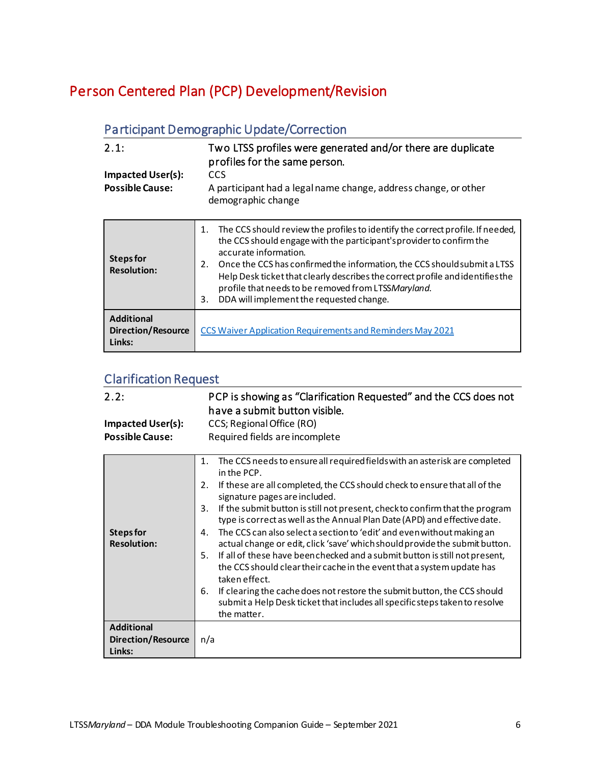# Person Centered Plan (PCP) Development/Revision

## Participant Demographic Update/Correction

**2.1:** Two LTSS profiles were generated and/or there are duplicate profiles for the same person.

**Impacted User(s):** CCS

**Possible Cause:** A participant had a legal name change, address change, or other demographic change

| | |
|---|---|
| **Steps for Resolution:** | 1. The CCS should review the profiles to identify the correct profile. If needed, the CCS should engage with the participant's provider to confirm the accurate information.<br>2. Once the CCS has confirmed the information, the CCS should submit a LTSS Help Desk ticket that clearly describes the correct profile and identifies the profile that needs to be removed from LTSS*Maryland*.<br>3. DDA will implement the requested change. |
| **Additional Direction/Resource Links:** | CCS Waiver Application Requirements and Reminders May 2021 |

## Clarification Request

**2.2:** PCP is showing as "Clarification Requested" and the CCS does not have a submit button visible.

**Impacted User(s):** CCS; Regional Office (RO)

**Possible Cause:** Required fields are incomplete

| | |
|---|---|
| **Steps for Resolution:** | 1. The CCS needs to ensure all required fields with an asterisk are completed in the PCP.<br>2. If these are all completed, the CCS should check to ensure that all of the signature pages are included.<br>3. If the submit button is still not present, check to confirm that the program type is correct as well as the Annual Plan Date (APD) and effective date.<br>4. The CCS can also select a section to 'edit' and even without making an actual change or edit, click 'save' which should provide the submit button.<br>5. If all of these have been checked and a submit button is still not present, the CCS should clear their cache in the event that a system update has taken effect.<br>6. If clearing the cache does not restore the submit button, the CCS should submit a Help Desk ticket that includes all specific steps taken to resolve the matter. |
| **Additional Direction/Resource Links:** | n/a |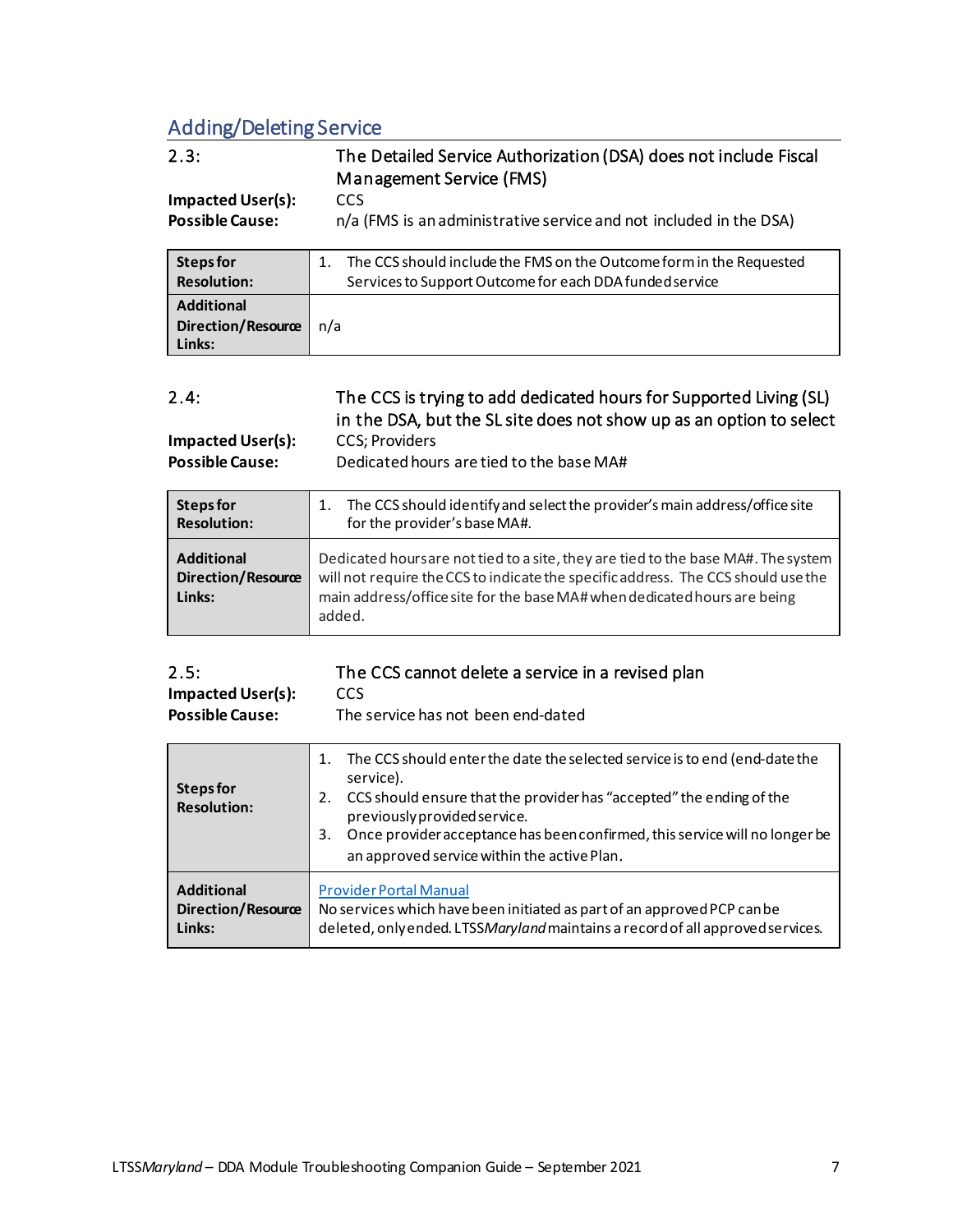## Adding/Deleting Service

**2.3:** The Detailed Service Authorization (DSA) does not include Fiscal Management Service (FMS)

**Impacted User(s):** CCS

**Possible Cause:** n/a (FMS is an administrative service and not included in the DSA)

| | |
|---|---|
| **Steps for Resolution:** | 1. The CCS should include the FMS on the Outcome form in the Requested Services to Support Outcome for each DDA funded service |
| **Additional Direction/Resource Links:** | n/a |

**2.4:** The CCS is trying to add dedicated hours for Supported Living (SL) in the DSA, but the SL site does not show up as an option to select

**Impacted User(s):** CCS; Providers

**Possible Cause:** Dedicated hours are tied to the base MA#

| | |
|---|---|
| **Steps for Resolution:** | 1. The CCS should identify and select the provider's main address/office site for the provider's base MA#. |
| **Additional Direction/Resource Links:** | Dedicated hours are not tied to a site, they are tied to the base MA#. The system will not require the CCS to indicate the specific address. The CCS should use the main address/office site for the base MA# when dedicated hours are being added. |

**2.5:** The CCS cannot delete a service in a revised plan

**Impacted User(s):** CCS

**Possible Cause:** The service has not been end-dated

| | |
|---|---|
| **Steps for Resolution:** | 1. The CCS should enter the date the selected service is to end (end-date the service).<br>2. CCS should ensure that the provider has "accepted" the ending of the previously provided service.<br>3. Once provider acceptance has been confirmed, this service will no longer be an approved service within the active Plan. |
| **Additional Direction/Resource Links:** | [Provider Portal Manual](Provider Portal Manual)<br>No services which have been initiated as part of an approved PCP can be deleted, only ended. LTSS*Maryland* maintains a record of all approved services. |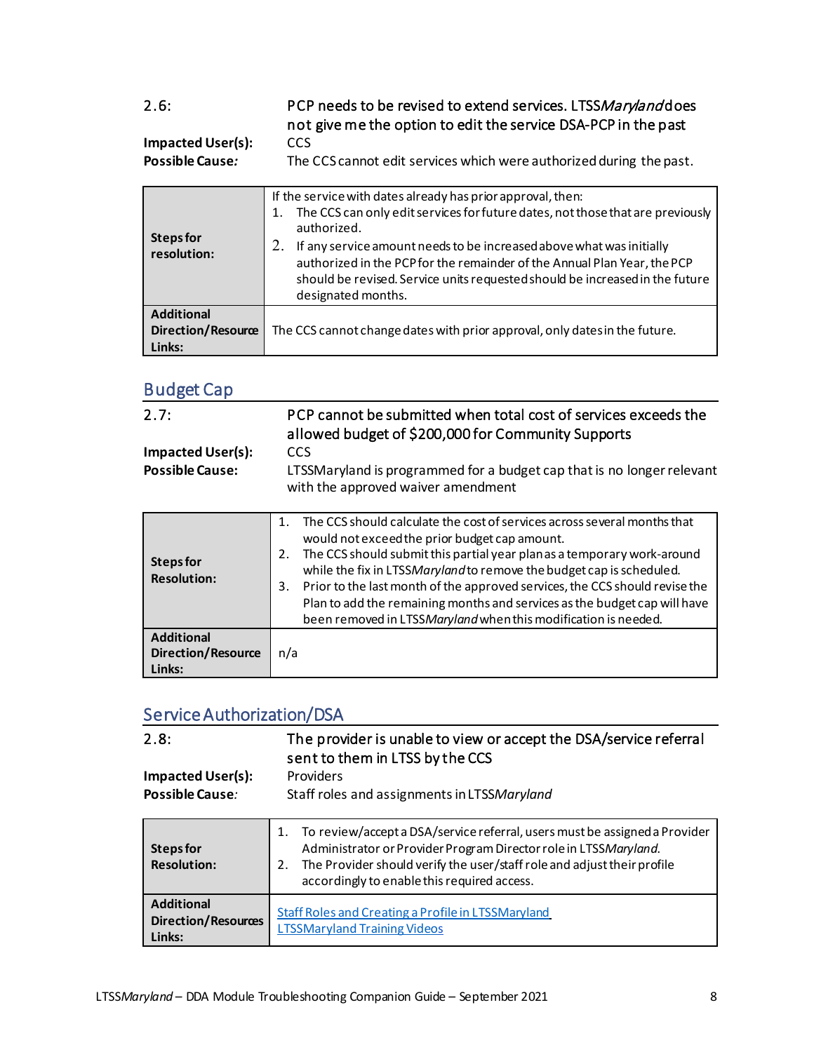2.6: PCP needs to be revised to extend services. LTSS*Maryland* does not give me the option to edit the service DSA-PCP in the past

**Impacted User(s):** CCS

**Possible Cause:** The CCS cannot edit services which were authorized during the past.

| | |
|---|---|
| **Steps for resolution:** | If the service with dates already has prior approval, then:<br>1. The CCS can only edit services for future dates, not those that are previously authorized.<br>2. If any service amount needs to be increased above what was initially authorized in the PCP for the remainder of the Annual Plan Year, the PCP should be revised. Service units requested should be increased in the future designated months. |
| **Additional Direction/Resource Links:** | The CCS cannot change dates with prior approval, only dates in the future. |

## Budget Cap

2.7: PCP cannot be submitted when total cost of services exceeds the allowed budget of $200,000 for Community Supports

**Impacted User(s):** CCS

**Possible Cause:** LTSSMaryland is programmed for a budget cap that is no longer relevant with the approved waiver amendment

| | |
|---|---|
| **Steps for Resolution:** | 1. The CCS should calculate the cost of services across several months that would not exceed the prior budget cap amount.<br>2. The CCS should submit this partial year plan as a temporary work-around while the fix in LTSS*Maryland* to remove the budget cap is scheduled.<br>3. Prior to the last month of the approved services, the CCS should revise the Plan to add the remaining months and services as the budget cap will have been removed in LTSS*Maryland* when this modification is needed. |
| **Additional Direction/Resource Links:** | n/a |

## Service Authorization/DSA

2.8: The provider is unable to view or accept the DSA/service referral sent to them in LTSS by the CCS

**Impacted User(s):** Providers

**Possible Cause:** Staff roles and assignments in LTSS*Maryland*

| | |
|---|---|
| **Steps for Resolution:** | 1. To review/accept a DSA/service referral, users must be assigned a Provider Administrator or Provider Program Director role in LTSS*Maryland*.<br>2. The Provider should verify the user/staff role and adjust their profile accordingly to enable this required access. |
| **Additional Direction/Resources Links:** | Staff Roles and Creating a Profile in LTSSMaryland<br>LTSSMaryland Training Videos |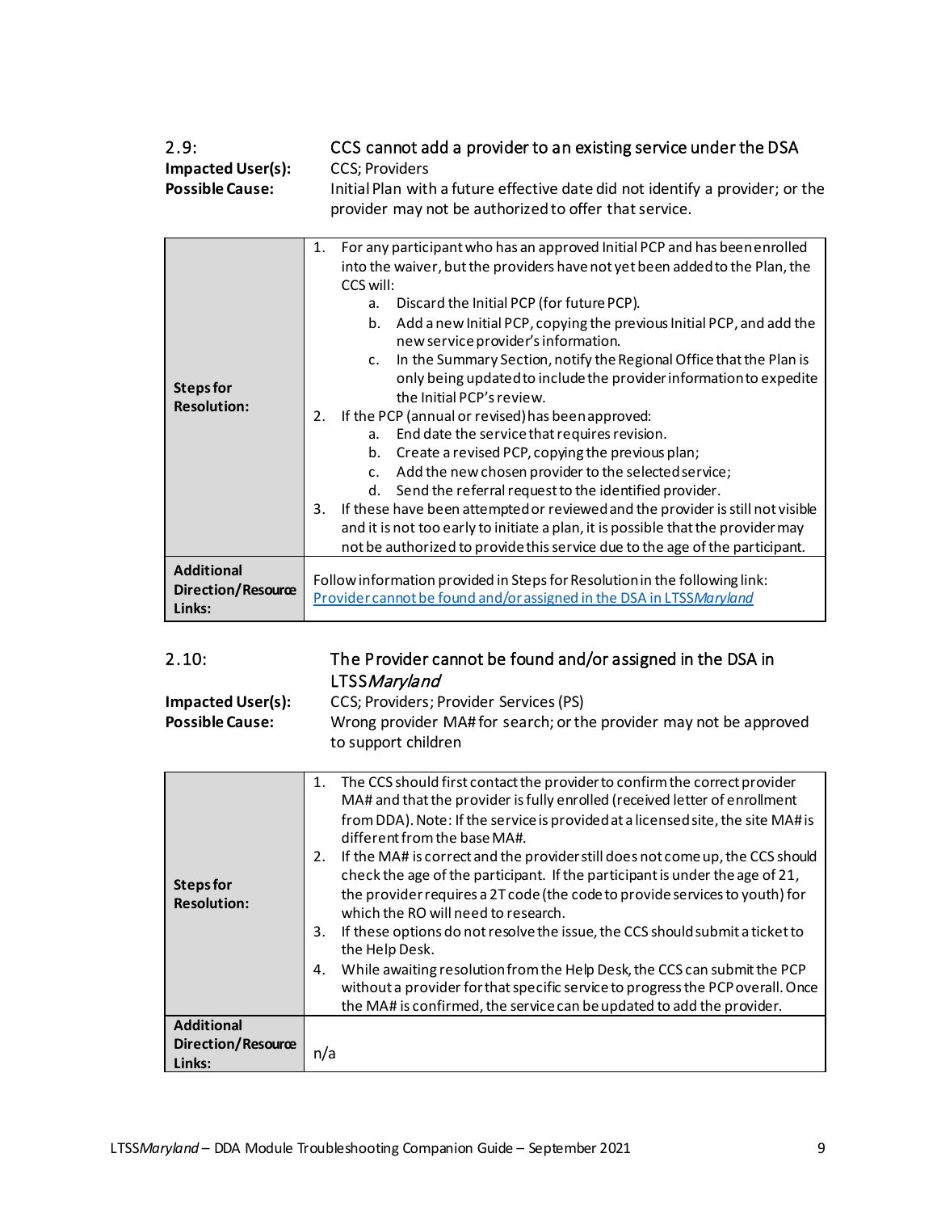2.9: **CCS cannot add a provider to an existing service under the DSA**

**Impacted User(s):** CCS; Providers

**Possible Cause:** Initial Plan with a future effective date did not identify a provider; or the provider may not be authorized to offer that service.

| | |
|---|---|
| **Steps for Resolution:** | 1. For any participant who has an approved Initial PCP and has been enrolled into the waiver, but the providers have not yet been added to the Plan, the CCS will:<br>a. Discard the Initial PCP (for future PCP).<br>b. Add a new Initial PCP, copying the previous Initial PCP, and add the new service provider's information.<br>c. In the Summary Section, notify the Regional Office that the Plan is only being updated to include the provider information to expedite the Initial PCP's review.<br>2. If the PCP (annual or revised) has been approved:<br>a. End date the service that requires revision.<br>b. Create a revised PCP, copying the previous plan;<br>c. Add the new chosen provider to the selected service;<br>d. Send the referral request to the identified provider.<br>3. If these have been attempted or reviewed and the provider is still not visible and it is not too early to initiate a plan, it is possible that the provider may not be authorized to provide this service due to the age of the participant. |
| **Additional Direction/Resource Links:** | Follow information provided in Steps for Resolution in the following link: [Provider cannot be found and/or assigned in the DSA in LTSS*Maryland*]() |

2.10: **The Provider cannot be found and/or assigned in the DSA in LTSS*Maryland***

**Impacted User(s):** CCS; Providers; Provider Services (PS)

**Possible Cause:** Wrong provider MA# for search; or the provider may not be approved to support children

| | |
|---|---|
| **Steps for Resolution:** | 1. The CCS should first contact the provider to confirm the correct provider MA# and that the provider is fully enrolled (received letter of enrollment from DDA). Note: If the service is provided at a licensed site, the site MA# is different from the base MA#.<br>2. If the MA# is correct and the provider still does not come up, the CCS should check the age of the participant. If the participant is under the age of 21, the provider requires a 2T code (the code to provide services to youth) for which the RO will need to research.<br>3. If these options do not resolve the issue, the CCS should submit a ticket to the Help Desk.<br>4. While awaiting resolution from the Help Desk, the CCS can submit the PCP without a provider for that specific service to progress the PCP overall. Once the MA# is confirmed, the service can be updated to add the provider. |
| **Additional Direction/Resource Links:** | n/a |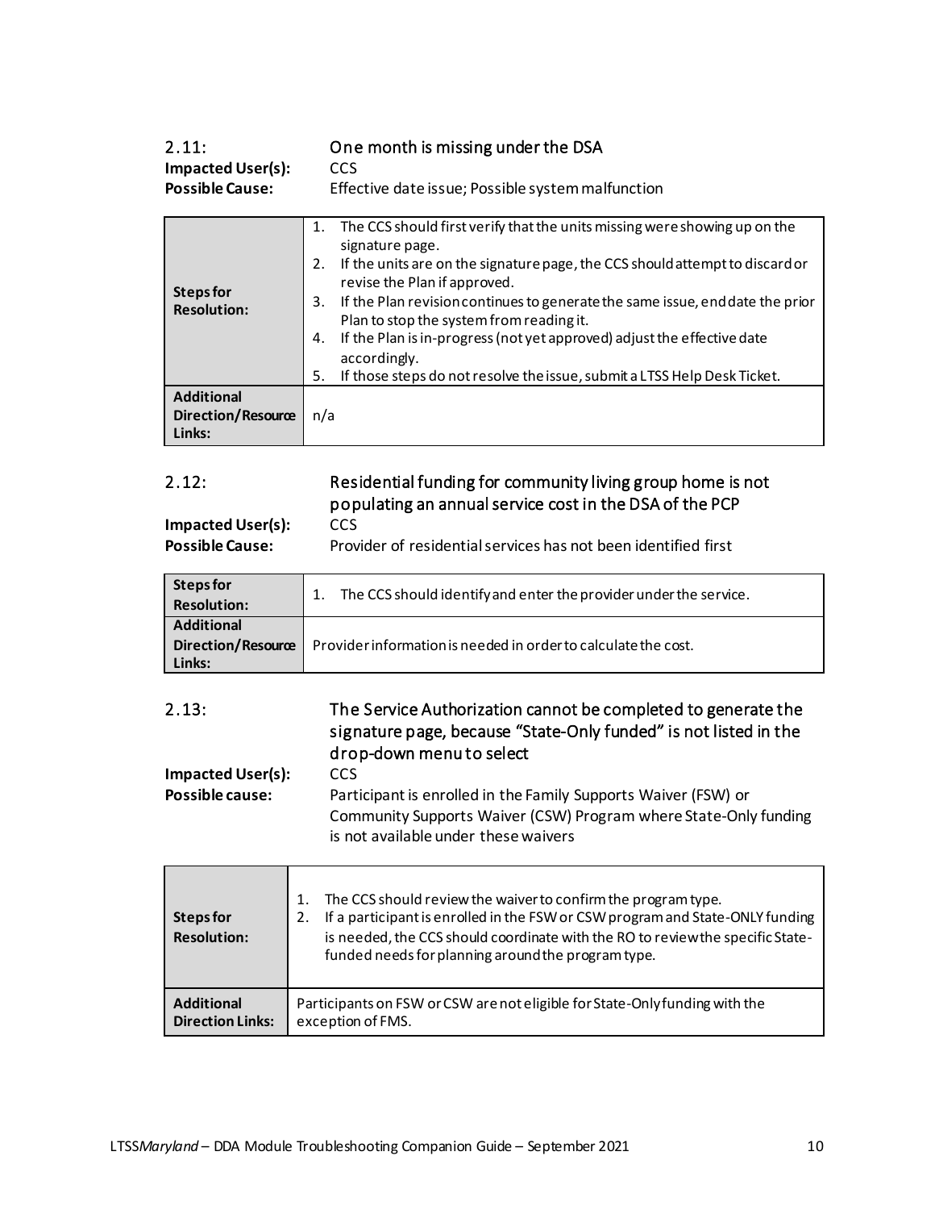### 2.11: One month is missing under the DSA

**Impacted User(s):** CCS

**Possible Cause:** Effective date issue; Possible system malfunction

| | |
|---|---|
| **Steps for Resolution:** | 1. The CCS should first verify that the units missing were showing up on the signature page.<br>2. If the units are on the signature page, the CCS should attempt to discard or revise the Plan if approved.<br>3. If the Plan revision continues to generate the same issue, end date the prior Plan to stop the system from reading it.<br>4. If the Plan is in-progress (not yet approved) adjust the effective date accordingly.<br>5. If those steps do not resolve the issue, submit a LTSS Help Desk Ticket. |
| **Additional Direction/Resource Links:** | n/a |

### 2.12: Residential funding for community living group home is not populating an annual service cost in the DSA of the PCP

**Impacted User(s):** CCS

**Possible Cause:** Provider of residential services has not been identified first

| | |
|---|---|
| **Steps for Resolution:** | 1. The CCS should identify and enter the provider under the service. |
| **Additional Direction/Resource Links:** | Provider information is needed in order to calculate the cost. |

### 2.13: The Service Authorization cannot be completed to generate the signature page, because "State-Only funded" is not listed in the drop-down menu to select

**Impacted User(s):** CCS

**Possible cause:** Participant is enrolled in the Family Supports Waiver (FSW) or Community Supports Waiver (CSW) Program where State-Only funding is not available under these waivers

| | |
|---|---|
| **Steps for Resolution:** | 1. The CCS should review the waiver to confirm the program type.<br>2. If a participant is enrolled in the FSW or CSW program and State-ONLY funding is needed, the CCS should coordinate with the RO to review the specific State-funded needs for planning around the program type. |
| **Additional Direction Links:** | Participants on FSW or CSW are not eligible for State-Only funding with the exception of FMS. |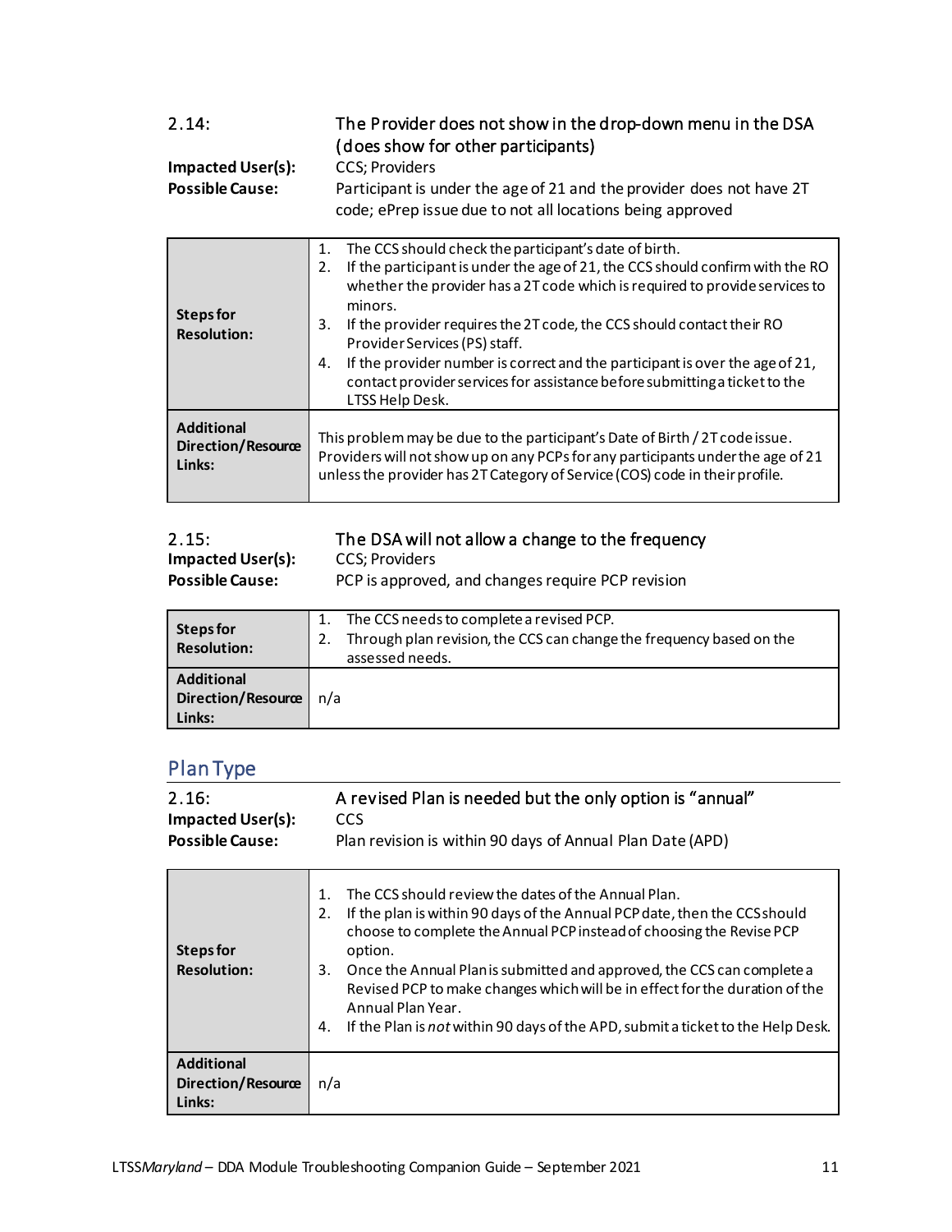| 2.14: | The Provider does not show in the drop-down menu in the DSA (does show for other participants) |
|---|---|
| **Impacted User(s):** | CCS; Providers |
| **Possible Cause:** | Participant is under the age of 21 and the provider does not have 2T code; ePrep issue due to not all locations being approved |

| | |
|---|---|
| **Steps for Resolution:** | 1. The CCS should check the participant's date of birth.<br>2. If the participant is under the age of 21, the CCS should confirm with the RO whether the provider has a 2T code which is required to provide services to minors.<br>3. If the provider requires the 2T code, the CCS should contact their RO Provider Services (PS) staff.<br>4. If the provider number is correct and the participant is over the age of 21, contact provider services for assistance before submitting a ticket to the LTSS Help Desk. |
| **Additional Direction/Resource Links:** | This problem may be due to the participant's Date of Birth / 2T code issue. Providers will not show up on any PCPs for any participants under the age of 21 unless the provider has 2T Category of Service (COS) code in their profile. |

| 2.15: | The DSA will not allow a change to the frequency |
|---|---|
| **Impacted User(s):** | CCS; Providers |
| **Possible Cause:** | PCP is approved, and changes require PCP revision |

| | |
|---|---|
| **Steps for Resolution:** | 1. The CCS needs to complete a revised PCP.<br>2. Through plan revision, the CCS can change the frequency based on the assessed needs. |
| **Additional Direction/Resource Links:** | n/a |

## Plan Type

| 2.16: | A revised Plan is needed but the only option is "annual" |
|---|---|
| **Impacted User(s):** | CCS |
| **Possible Cause:** | Plan revision is within 90 days of Annual Plan Date (APD) |

| | |
|---|---|
| **Steps for Resolution:** | 1. The CCS should review the dates of the Annual Plan.<br>2. If the plan is within 90 days of the Annual PCP date, then the CCS should choose to complete the Annual PCP instead of choosing the Revise PCP option.<br>3. Once the Annual Plan is submitted and approved, the CCS can complete a Revised PCP to make changes which will be in effect for the duration of the Annual Plan Year.<br>4. If the Plan is *not* within 90 days of the APD, submit a ticket to the Help Desk. |
| **Additional Direction/Resource Links:** | n/a |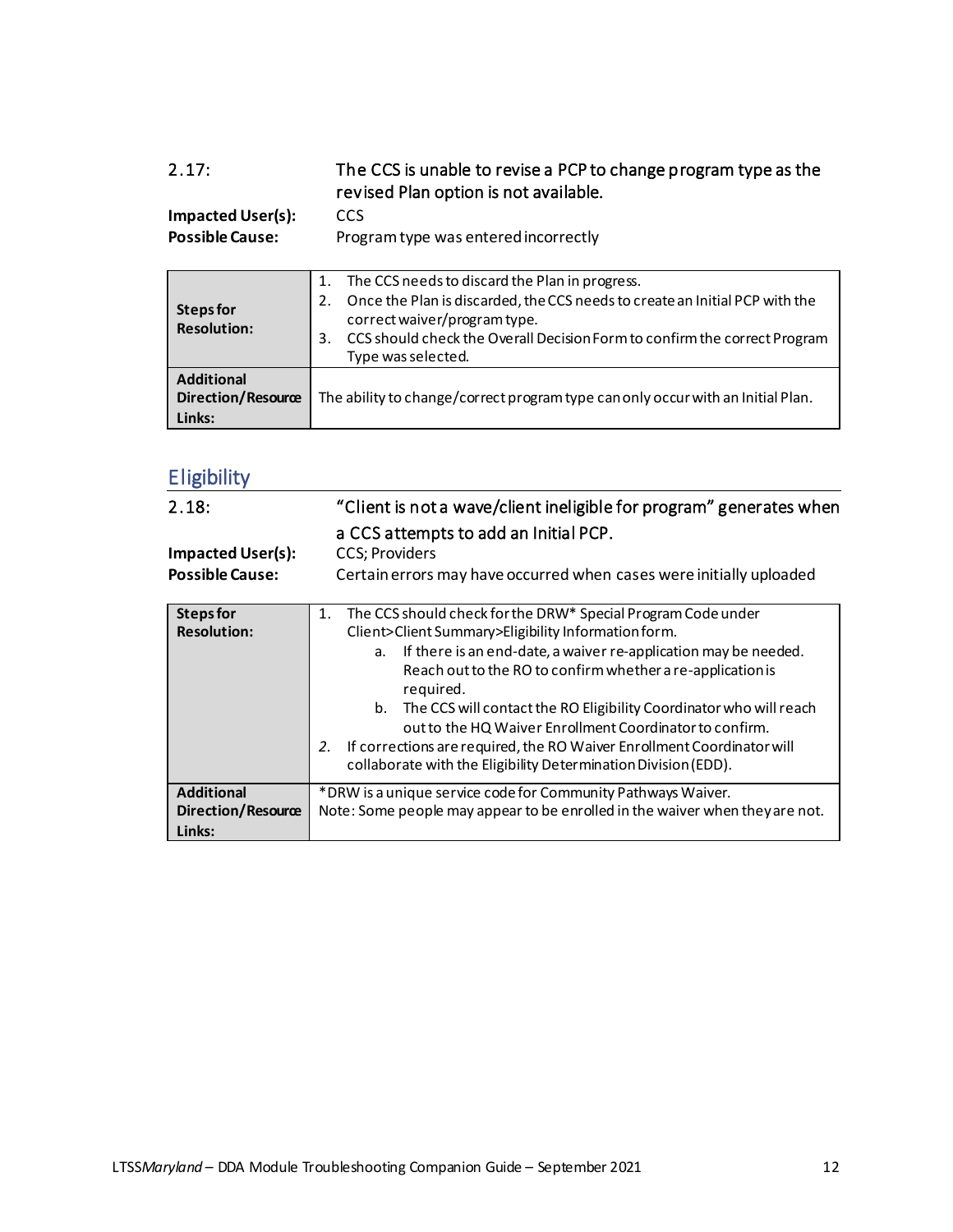| 2.17: | The CCS is unable to revise a PCP to change program type as the revised Plan option is not available. |
|---|---|
| **Impacted User(s):** | CCS |
| **Possible Cause:** | Program type was entered incorrectly |

| | |
|---|---|
| **Steps for Resolution:** | 1. The CCS needs to discard the Plan in progress.<br>2. Once the Plan is discarded, the CCS needs to create an Initial PCP with the correct waiver/program type.<br>3. CCS should check the Overall Decision Form to confirm the correct Program Type was selected. |
| **Additional Direction/Resource Links:** | The ability to change/correct program type can only occur with an Initial Plan. |

## Eligibility

| 2.18: | "Client is not a wave/client ineligible for program" generates when a CCS attempts to add an Initial PCP. |
|---|---|
| **Impacted User(s):** | CCS; Providers |
| **Possible Cause:** | Certain errors may have occurred when cases were initially uploaded |

| | |
|---|---|
| **Steps for Resolution:** | 1. The CCS should check for the DRW* Special Program Code under Client>Client Summary>Eligibility Information form.<br>&nbsp;&nbsp;&nbsp;&nbsp;a. If there is an end-date, a waiver re-application may be needed. Reach out to the RO to confirm whether a re-application is required.<br>&nbsp;&nbsp;&nbsp;&nbsp;b. The CCS will contact the RO Eligibility Coordinator who will reach out to the HQ Waiver Enrollment Coordinator to confirm.<br>2. If corrections are required, the RO Waiver Enrollment Coordinator will collaborate with the Eligibility Determination Division (EDD). |
| **Additional Direction/Resource Links:** | *DRW is a unique service code for Community Pathways Waiver.<br>Note: Some people may appear to be enrolled in the waiver when they are not. |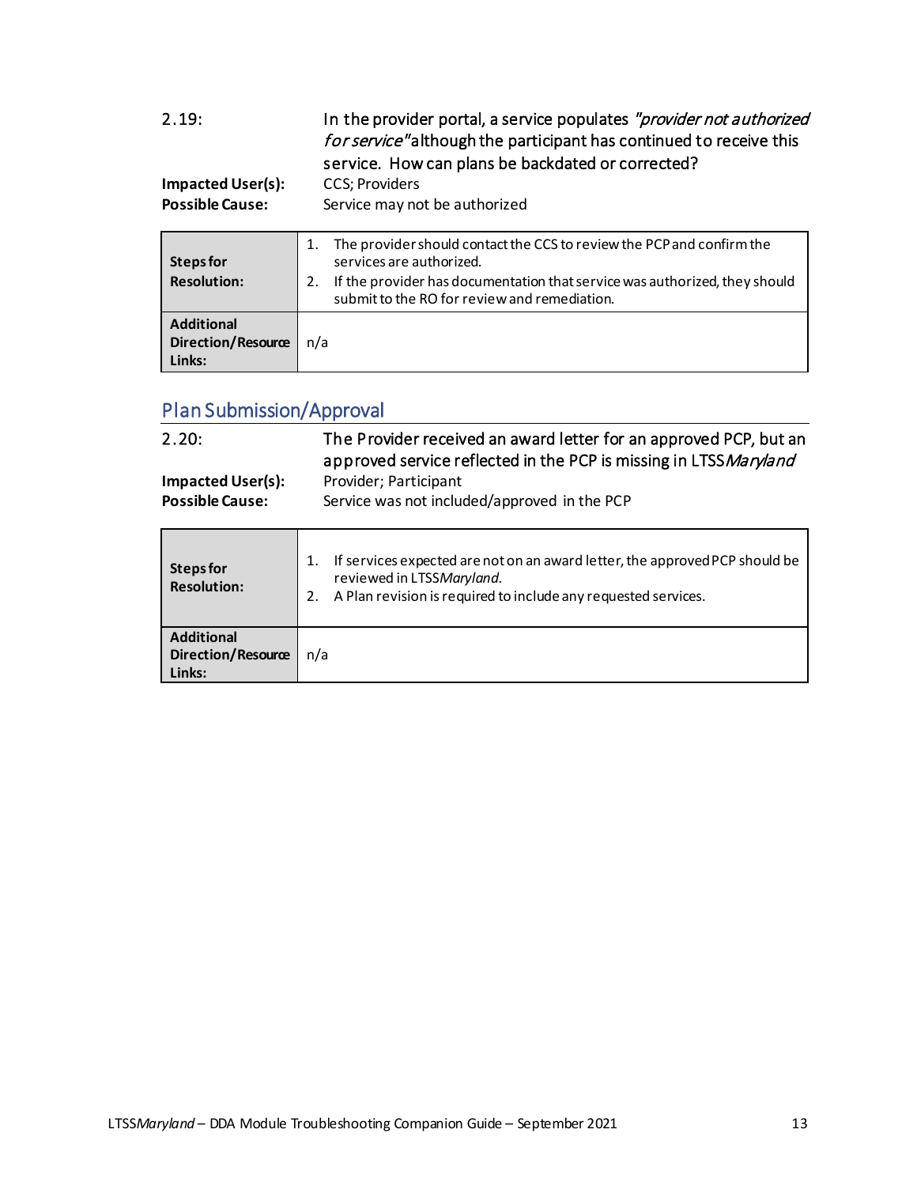2.19: In the provider portal, a service populates *"provider not authorized for service"* although the participant has continued to receive this service. How can plans be backdated or corrected?

**Impacted User(s):** CCS; Providers

**Possible Cause:** Service may not be authorized

| **Steps for Resolution:** | 1. The provider should contact the CCS to review the PCP and confirm the services are authorized.<br>2. If the provider has documentation that service was authorized, they should submit to the RO for review and remediation. |
|---|---|
| **Additional Direction/Resource Links:** | n/a |

## Plan Submission/Approval

2.20: The Provider received an award letter for an approved PCP, but an approved service reflected in the PCP is missing in LTSS*Maryland*

**Impacted User(s):** Provider; Participant

**Possible Cause:** Service was not included/approved in the PCP

| **Steps for Resolution:** | 1. If services expected are not on an award letter, the approved PCP should be reviewed in LTSS*Maryland*.<br>2. A Plan revision is required to include any requested services. |
|---|---|
| **Additional Direction/Resource Links:** | n/a |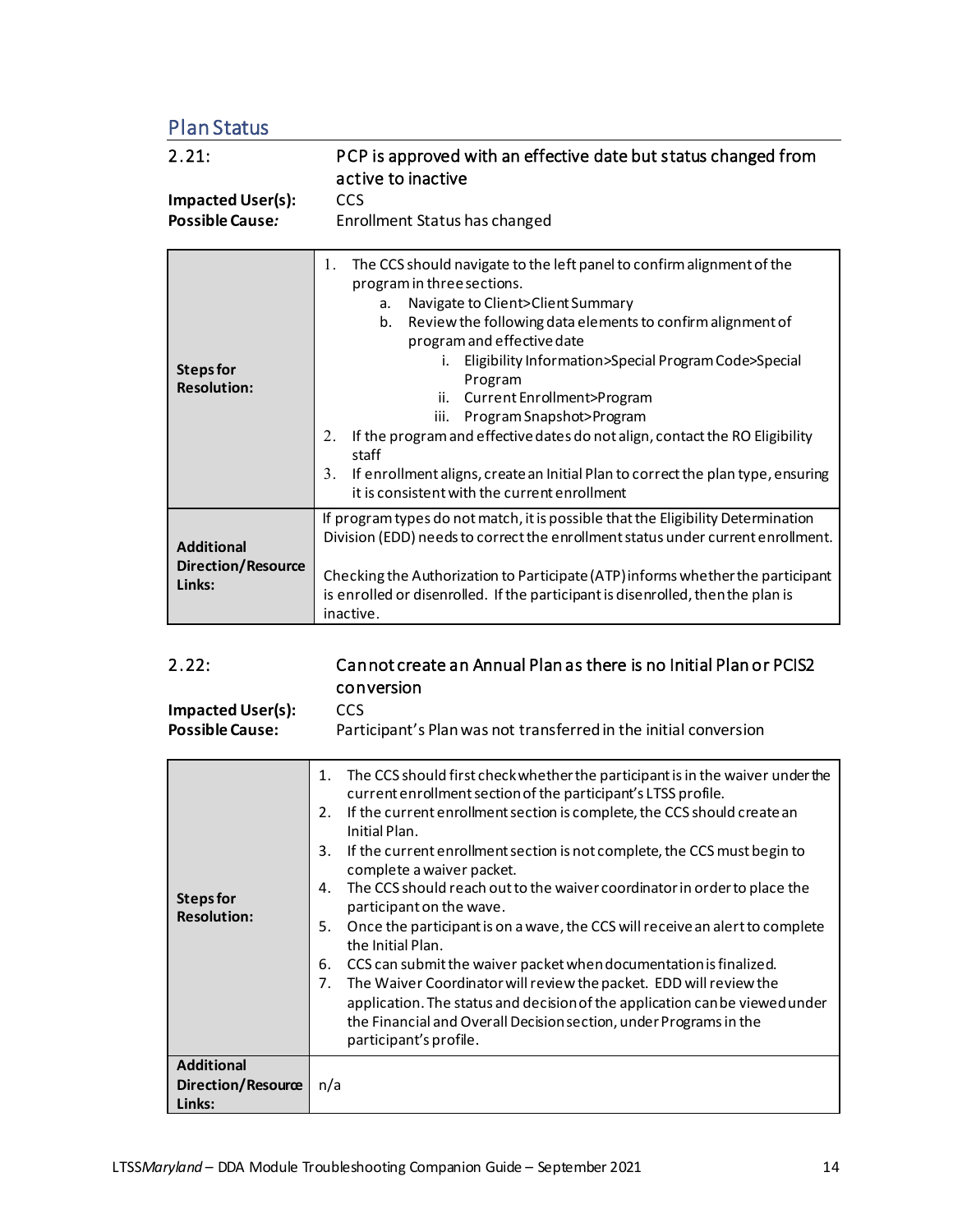## Plan Status

**2.21:** PCP is approved with an effective date but status changed from active to inactive

**Impacted User(s):** CCS

**Possible Cause:** Enrollment Status has changed

| | |
|---|---|
| **Steps for Resolution:** | 1. The CCS should navigate to the left panel to confirm alignment of the program in three sections.<br>&nbsp;&nbsp;&nbsp;a. Navigate to Client>Client Summary<br>&nbsp;&nbsp;&nbsp;b. Review the following data elements to confirm alignment of program and effective date<br>&nbsp;&nbsp;&nbsp;&nbsp;&nbsp;&nbsp;i. Eligibility Information>Special Program Code>Special Program<br>&nbsp;&nbsp;&nbsp;&nbsp;&nbsp;&nbsp;ii. Current Enrollment>Program<br>&nbsp;&nbsp;&nbsp;&nbsp;&nbsp;&nbsp;iii. Program Snapshot>Program<br>2. If the program and effective dates do not align, contact the RO Eligibility staff<br>3. If enrollment aligns, create an Initial Plan to correct the plan type, ensuring it is consistent with the current enrollment |
| **Additional Direction/Resource Links:** | If program types do not match, it is possible that the Eligibility Determination Division (EDD) needs to correct the enrollment status under current enrollment.<br><br>Checking the Authorization to Participate (ATP) informs whether the participant is enrolled or disenrolled. If the participant is disenrolled, then the plan is inactive. |

**2.22:** Cannot create an Annual Plan as there is no Initial Plan or PCIS2 conversion

**Impacted User(s):** CCS

**Possible Cause:** Participant's Plan was not transferred in the initial conversion

| | |
|---|---|
| **Steps for Resolution:** | 1. The CCS should first check whether the participant is in the waiver under the current enrollment section of the participant's LTSS profile.<br>2. If the current enrollment section is complete, the CCS should create an Initial Plan.<br>3. If the current enrollment section is not complete, the CCS must begin to complete a waiver packet.<br>4. The CCS should reach out to the waiver coordinator in order to place the participant on the wave.<br>5. Once the participant is on a wave, the CCS will receive an alert to complete the Initial Plan.<br>6. CCS can submit the waiver packet when documentation is finalized.<br>7. The Waiver Coordinator will review the packet. EDD will review the application. The status and decision of the application can be viewed under the Financial and Overall Decision section, under Programs in the participant's profile. |
| **Additional Direction/Resource Links:** | n/a |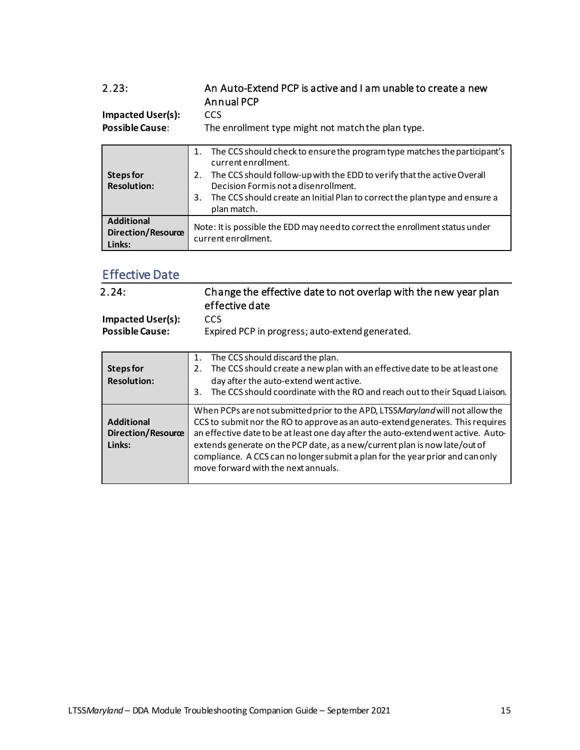| 2.23: | An Auto-Extend PCP is active and I am unable to create a new Annual PCP |
|---|---|
| **Impacted User(s):** | CCS |
| **Possible Cause:** | The enrollment type might not match the plan type. |

| | |
|---|---|
| **Steps for Resolution:** | 1. The CCS should check to ensure the program type matches the participant's current enrollment.<br>2. The CCS should follow-up with the EDD to verify that the active Overall Decision Form is not a disenrollment.<br>3. The CCS should create an Initial Plan to correct the plan type and ensure a plan match. |
| **Additional Direction/Resource Links:** | Note: It is possible the EDD may need to correct the enrollment status under current enrollment. |

## Effective Date

| 2.24: | Change the effective date to not overlap with the new year plan effective date |
|---|---|
| **Impacted User(s):** | CCS |
| **Possible Cause:** | Expired PCP in progress; auto-extend generated. |

| | |
|---|---|
| **Steps for Resolution:** | 1. The CCS should discard the plan.<br>2. The CCS should create a new plan with an effective date to be at least one day after the auto-extend went active.<br>3. The CCS should coordinate with the RO and reach out to their Squad Liaison. |
| **Additional Direction/Resource Links:** | When PCPs are not submitted prior to the APD, LTSS*Maryland* will not allow the CCS to submit nor the RO to approve as an auto-extend generates. This requires an effective date to be at least one day after the auto-extend went active. Auto-extends generate on the PCP date, as a new/current plan is now late/out of compliance. A CCS can no longer submit a plan for the year prior and can only move forward with the next annuals. |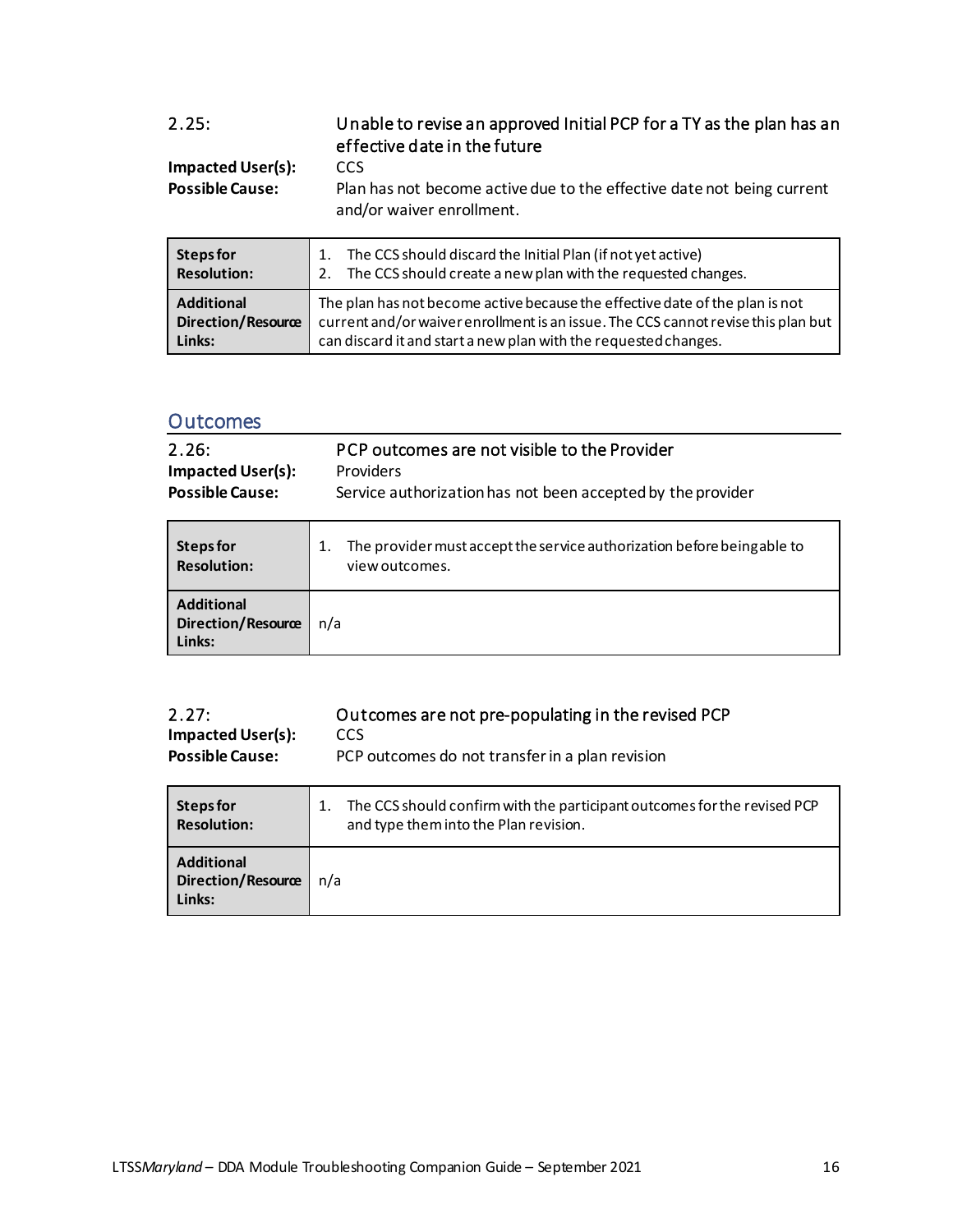### 2.25: Unable to revise an approved Initial PCP for a TY as the plan has an effective date in the future

**Impacted User(s):** CCS

**Possible Cause:** Plan has not become active due to the effective date not being current and/or waiver enrollment.

| **Steps for Resolution:** | 1. The CCS should discard the Initial Plan (if not yet active)<br>2. The CCS should create a new plan with the requested changes. |
|---|---|
| **Additional Direction/Resource Links:** | The plan has not become active because the effective date of the plan is not current and/or waiver enrollment is an issue. The CCS cannot revise this plan but can discard it and start a new plan with the requested changes. |

## Outcomes

### 2.26: PCP outcomes are not visible to the Provider

**Impacted User(s):** Providers

**Possible Cause:** Service authorization has not been accepted by the provider

| **Steps for Resolution:** | 1. The provider must accept the service authorization before being able to view outcomes. |
|---|---|
| **Additional Direction/Resource Links:** | n/a |

### 2.27: Outcomes are not pre-populating in the revised PCP

**Impacted User(s):** CCS

**Possible Cause:** PCP outcomes do not transfer in a plan revision

| **Steps for Resolution:** | 1. The CCS should confirm with the participant outcomes for the revised PCP and type them into the Plan revision. |
|---|---|
| **Additional Direction/Resource Links:** | n/a |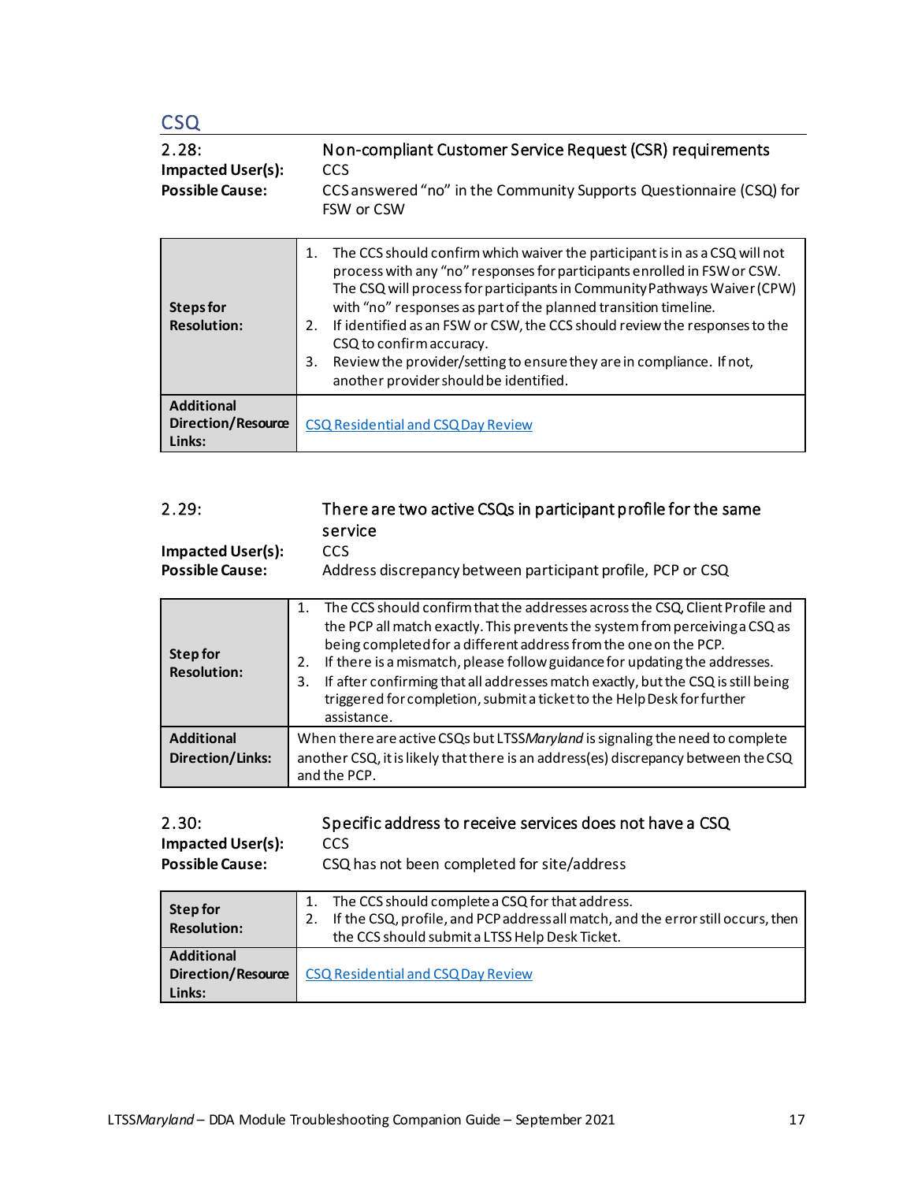## CSQ

**2.28:** Non-compliant Customer Service Request (CSR) requirements

**Impacted User(s):** CCS

**Possible Cause:** CCS answered "no" in the Community Supports Questionnaire (CSQ) for FSW or CSW

| | |
|---|---|
| **Steps for Resolution:** | 1. The CCS should confirm which waiver the participant is in as a CSQ will not process with any "no" responses for participants enrolled in FSW or CSW. The CSQ will process for participants in Community Pathways Waiver (CPW) with "no" responses as part of the planned transition timeline.<br>2. If identified as an FSW or CSW, the CCS should review the responses to the CSQ to confirm accuracy.<br>3. Review the provider/setting to ensure they are in compliance. If not, another provider should be identified. |
| **Additional Direction/Resource Links:** | CSQ Residential and CSQ Day Review |

**2.29:** There are two active CSQs in participant profile for the same service

**Impacted User(s):** CCS

**Possible Cause:** Address discrepancy between participant profile, PCP or CSQ

| | |
|---|---|
| **Step for Resolution:** | 1. The CCS should confirm that the addresses across the CSQ, Client Profile and the PCP all match exactly. This prevents the system from perceiving a CSQ as being completed for a different address from the one on the PCP.<br>2. If there is a mismatch, please follow guidance for updating the addresses.<br>3. If after confirming that all addresses match exactly, but the CSQ is still being triggered for completion, submit a ticket to the Help Desk for further assistance. |
| **Additional Direction/Links:** | When there are active CSQs but LTSS*Maryland* is signaling the need to complete another CSQ, it is likely that there is an address(es) discrepancy between the CSQ and the PCP. |

**2.30:** Specific address to receive services does not have a CSQ

**Impacted User(s):** CCS

**Possible Cause:** CSQ has not been completed for site/address

| | |
|---|---|
| **Step for Resolution:** | 1. The CCS should complete a CSQ for that address.<br>2. If the CSQ, profile, and PCP address all match, and the error still occurs, then the CCS should submit a LTSS Help Desk Ticket. |
| **Additional Direction/Resource Links:** | CSQ Residential and CSQ Day Review |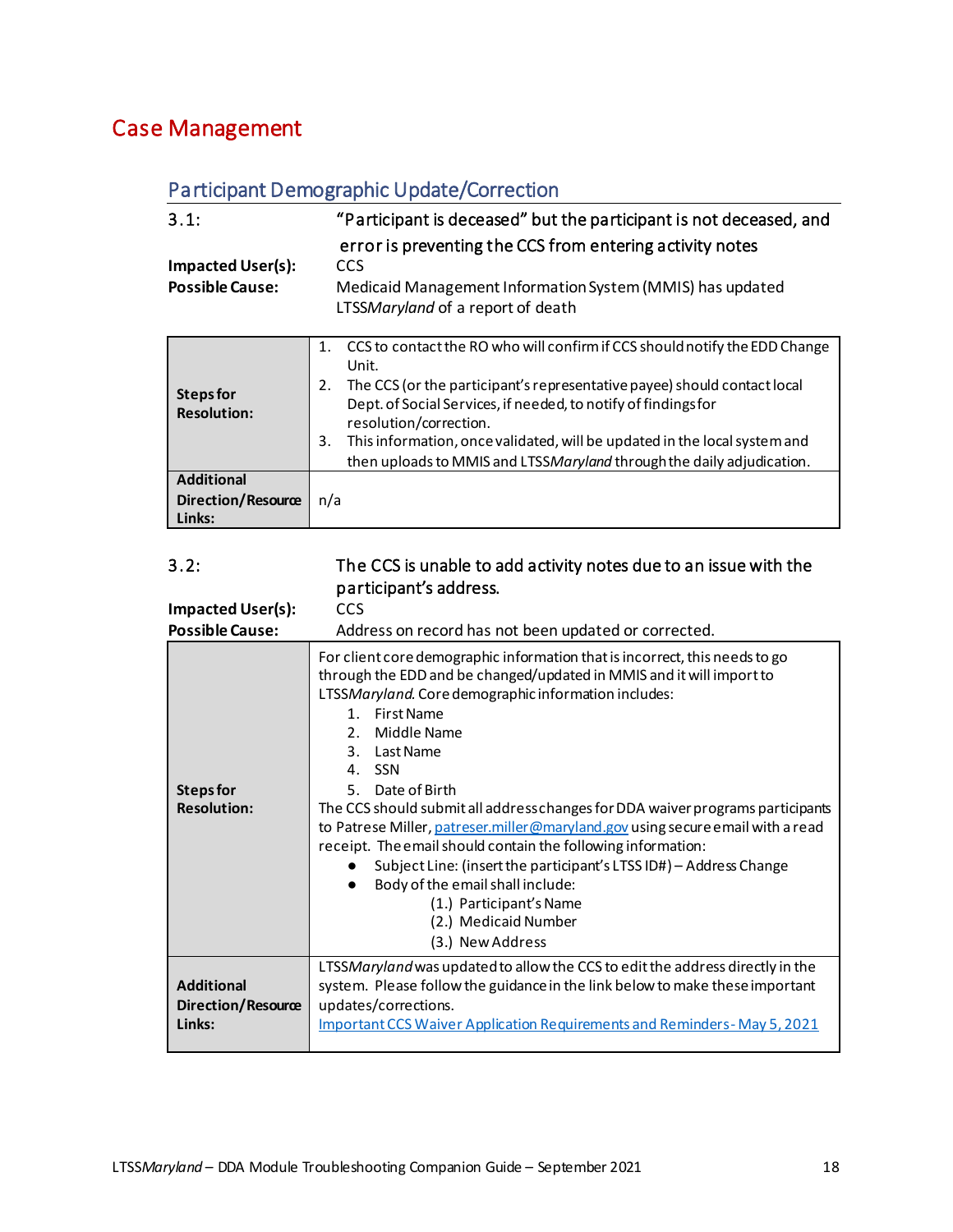# Case Management

## Participant Demographic Update/Correction

**3.1:** "Participant is deceased" but the participant is not deceased, and error is preventing the CCS from entering activity notes

**Impacted User(s):** CCS

**Possible Cause:** Medicaid Management Information System (MMIS) has updated LTSS*Maryland* of a report of death

| **Steps for Resolution:** | 1. CCS to contact the RO who will confirm if CCS should notify the EDD Change Unit.<br>2. The CCS (or the participant's representative payee) should contact local Dept. of Social Services, if needed, to notify of findings for resolution/correction.<br>3. This information, once validated, will be updated in the local system and then uploads to MMIS and LTSS*Maryland* through the daily adjudication. |
|---|---|
| **Additional Direction/Resource Links:** | n/a |

**3.2:** The CCS is unable to add activity notes due to an issue with the participant's address.

**Impacted User(s):** CCS

**Possible Cause:** Address on record has not been updated or corrected.

| **Steps for Resolution:** | For client core demographic information that is incorrect, this needs to go through the EDD and be changed/updated in MMIS and it will import to LTSS*Maryland*. Core demographic information includes:<br>1. First Name<br>2. Middle Name<br>3. Last Name<br>4. SSN<br>5. Date of Birth<br>The CCS should submit all address changes for DDA waiver programs participants to Patrese Miller, patreser.miller@maryland.gov using secure email with a read receipt. The email should contain the following information:<br>● Subject Line: (insert the participant's LTSS ID#) – Address Change<br>● Body of the email shall include:<br>(1.) Participant's Name<br>(2.) Medicaid Number<br>(3.) New Address |
|---|---|
| **Additional Direction/Resource Links:** | LTSS*Maryland* was updated to allow the CCS to edit the address directly in the system. Please follow the guidance in the link below to make these important updates/corrections.<br>Important CCS Waiver Application Requirements and Reminders - May 5, 2021 |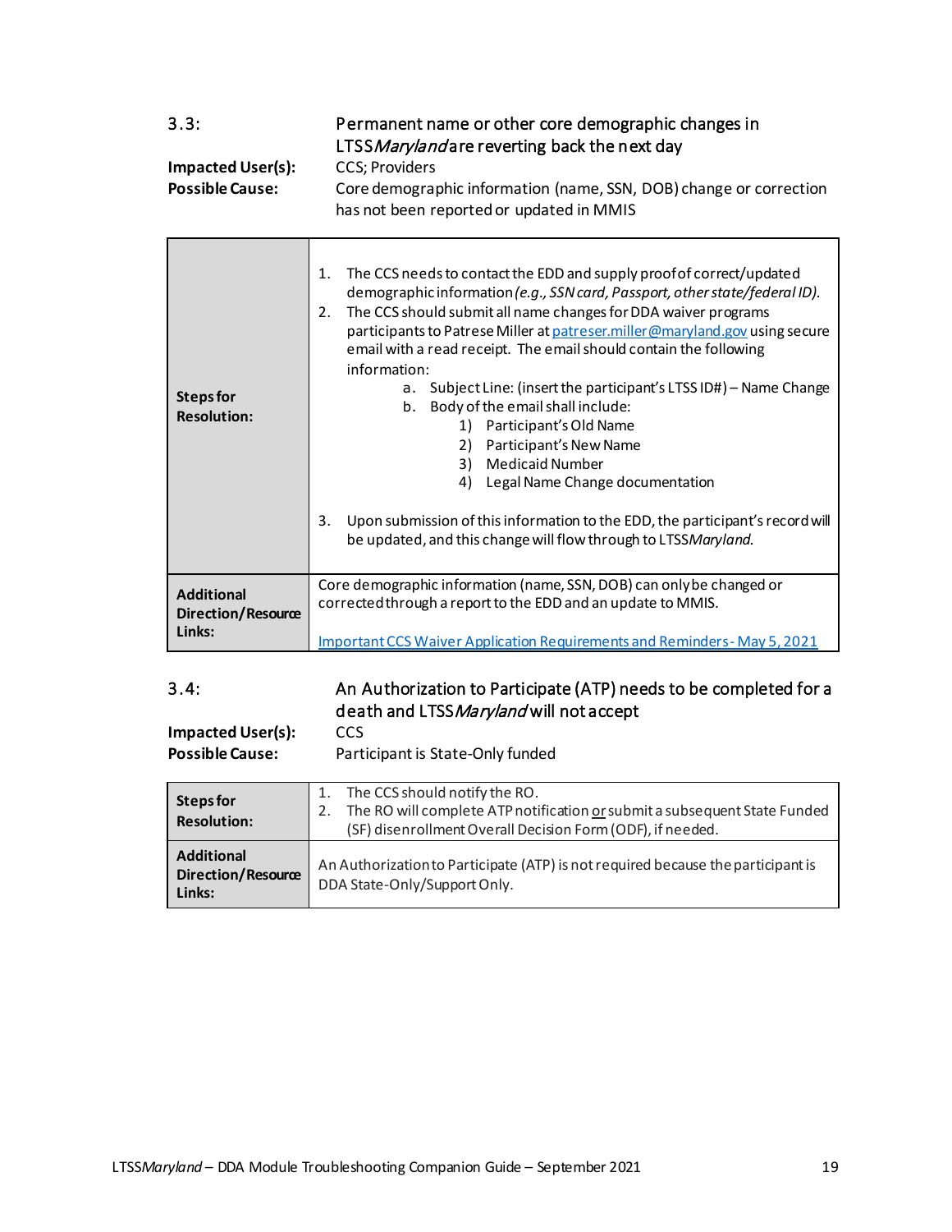## 3.3: Permanent name or other core demographic changes in LTSS*Maryland* are reverting back the next day

**Impacted User(s):** CCS; Providers

**Possible Cause:** Core demographic information (name, SSN, DOB) change or correction has not been reported or updated in MMIS

| | |
|---|---|
| **Steps for Resolution:** | 1. The CCS needs to contact the EDD and supply proof of correct/updated demographic information *(e.g., SSN card, Passport, other state/federal ID).*<br>2. The CCS should submit all name changes for DDA waiver programs participants to Patrese Miller at [patreser.miller@maryland.gov](mailto:patreser.miller@maryland.gov) using secure email with a read receipt. The email should contain the following information:<br>&nbsp;&nbsp;&nbsp;&nbsp;a. Subject Line: (insert the participant's LTSS ID#) – Name Change<br>&nbsp;&nbsp;&nbsp;&nbsp;b. Body of the email shall include:<br>&nbsp;&nbsp;&nbsp;&nbsp;&nbsp;&nbsp;&nbsp;&nbsp;1) Participant's Old Name<br>&nbsp;&nbsp;&nbsp;&nbsp;&nbsp;&nbsp;&nbsp;&nbsp;2) Participant's New Name<br>&nbsp;&nbsp;&nbsp;&nbsp;&nbsp;&nbsp;&nbsp;&nbsp;3) Medicaid Number<br>&nbsp;&nbsp;&nbsp;&nbsp;&nbsp;&nbsp;&nbsp;&nbsp;4) Legal Name Change documentation<br><br>3. Upon submission of this information to the EDD, the participant's record will be updated, and this change will flow through to LTSS*Maryland*. |
| **Additional Direction/Resource Links:** | Core demographic information (name, SSN, DOB) can only be changed or corrected through a report to the EDD and an update to MMIS.<br><br>[Important CCS Waiver Application Requirements and Reminders - May 5, 2021]() |

## 3.4: An Authorization to Participate (ATP) needs to be completed for a death and LTSS*Maryland* will not accept

**Impacted User(s):** CCS

**Possible Cause:** Participant is State-Only funded

| | |
|---|---|
| **Steps for Resolution:** | 1. The CCS should notify the RO.<br>2. The RO will complete ATP notification <u>or</u> submit a subsequent State Funded (SF) disenrollment Overall Decision Form (ODF), if needed. |
| **Additional Direction/Resource Links:** | An Authorization to Participate (ATP) is not required because the participant is DDA State-Only/Support Only. |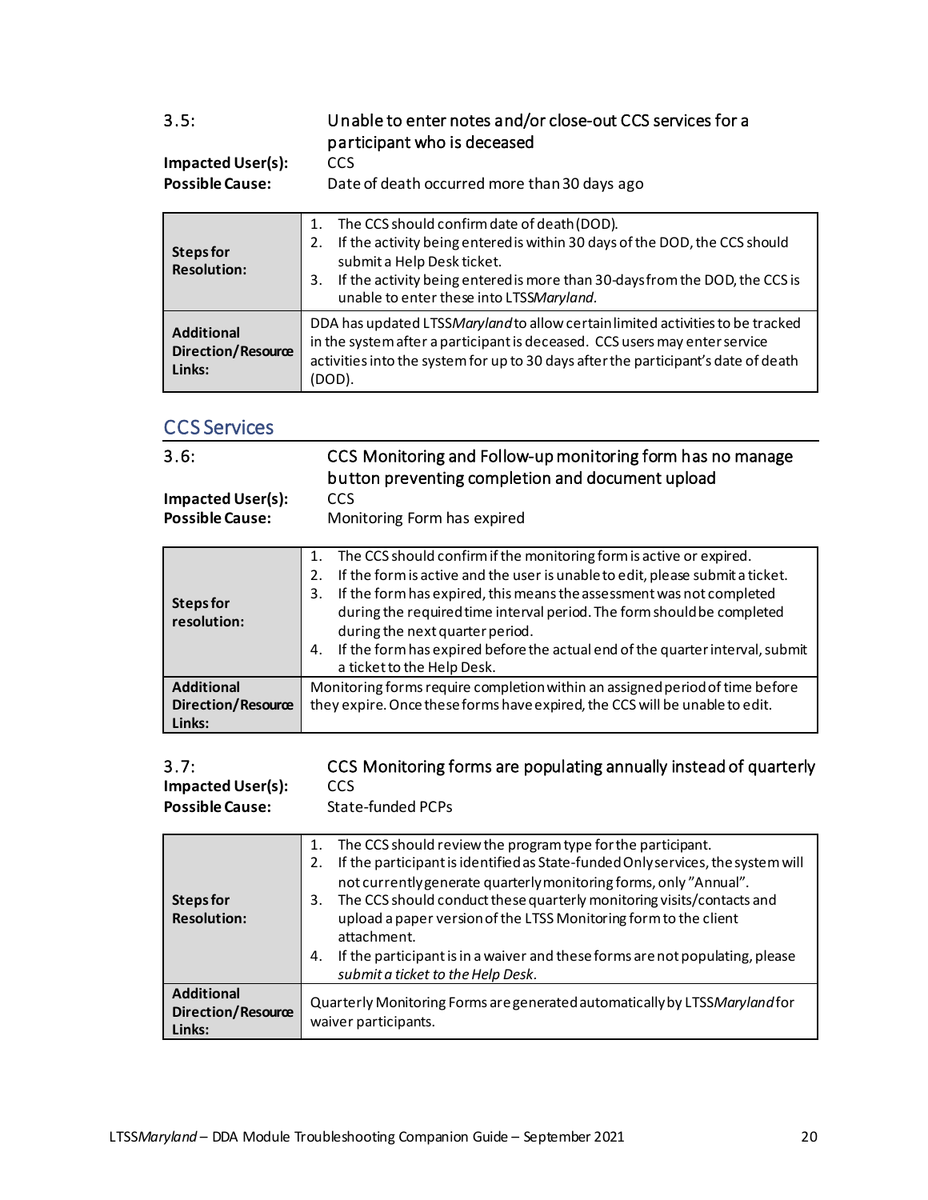**3.5:** Unable to enter notes and/or close-out CCS services for a participant who is deceased

**Impacted User(s):** CCS

**Possible Cause:** Date of death occurred more than 30 days ago

| | |
|---|---|
| **Steps for Resolution:** | 1. The CCS should confirm date of death (DOD).<br>2. If the activity being entered is within 30 days of the DOD, the CCS should submit a Help Desk ticket.<br>3. If the activity being entered is more than 30-days from the DOD, the CCS is unable to enter these into LTSS*Maryland.* |
| **Additional Direction/Resource Links:** | DDA has updated LTSS*Maryland* to allow certain limited activities to be tracked in the system after a participant is deceased. CCS users may enter service activities into the system for up to 30 days after the participant's date of death (DOD). |

## CCS Services

**3.6:** CCS Monitoring and Follow-up monitoring form has no manage button preventing completion and document upload

**Impacted User(s):** CCS

**Possible Cause:** Monitoring Form has expired

| | |
|---|---|
| **Steps for resolution:** | 1. The CCS should confirm if the monitoring form is active or expired.<br>2. If the form is active and the user is unable to edit, please submit a ticket.<br>3. If the form has expired, this means the assessment was not completed during the required time interval period. The form should be completed during the next quarter period.<br>4. If the form has expired before the actual end of the quarter interval, submit a ticket to the Help Desk. |
| **Additional Direction/Resource Links:** | Monitoring forms require completion within an assigned period of time before they expire. Once these forms have expired, the CCS will be unable to edit. |

**3.7:** CCS Monitoring forms are populating annually instead of quarterly

**Impacted User(s):** CCS

**Possible Cause:** State-funded PCPs

| | |
|---|---|
| **Steps for Resolution:** | 1. The CCS should review the program type for the participant.<br>2. If the participant is identified as State-funded Only services, the system will not currently generate quarterly monitoring forms, only "Annual".<br>3. The CCS should conduct these quarterly monitoring visits/contacts and upload a paper version of the LTSS Monitoring form to the client attachment.<br>4. If the participant is in a waiver and these forms are not populating, please *submit a ticket to the Help Desk.* |
| **Additional Direction/Resource Links:** | Quarterly Monitoring Forms are generated automatically by LTSS*Maryland* for waiver participants. |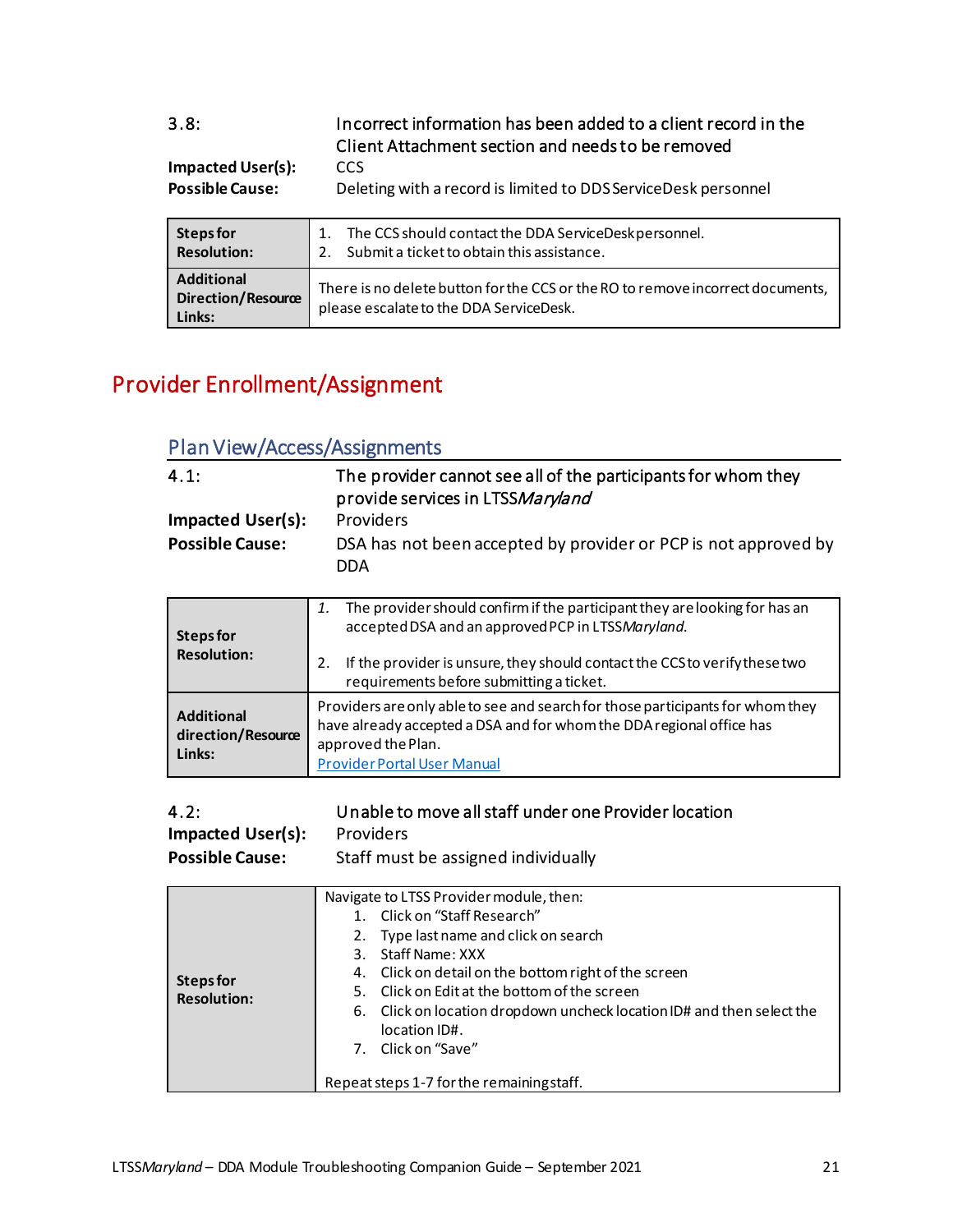3.8: Incorrect information has been added to a client record in the Client Attachment section and needs to be removed

**Impacted User(s):** CCS

**Possible Cause:** Deleting with a record is limited to DDS ServiceDesk personnel

| | |
|---|---|
| **Steps for Resolution:** | 1. The CCS should contact the DDA ServiceDesk personnel.<br>2. Submit a ticket to obtain this assistance. |
| **Additional Direction/Resource Links:** | There is no delete button for the CCS or the RO to remove incorrect documents, please escalate to the DDA ServiceDesk. |

# Provider Enrollment/Assignment

## Plan View/Access/Assignments

4.1: The provider cannot see all of the participants for whom they provide services in LTSS*Maryland*

**Impacted User(s):** Providers

**Possible Cause:** DSA has not been accepted by provider or PCP is not approved by DDA

| | |
|---|---|
| **Steps for Resolution:** | 1. The provider should confirm if the participant they are looking for has an accepted DSA and an approved PCP in LTSS*Maryland*.<br>2. If the provider is unsure, they should contact the CCS to verify these two requirements before submitting a ticket. |
| **Additional direction/Resource Links:** | Providers are only able to see and search for those participants for whom they have already accepted a DSA and for whom the DDA regional office has approved the Plan.<br>Provider Portal User Manual |

4.2: Unable to move all staff under one Provider location

**Impacted User(s):** Providers

**Possible Cause:** Staff must be assigned individually

| | |
|---|---|
| **Steps for Resolution:** | Navigate to LTSS Provider module, then:<br>1. Click on "Staff Research"<br>2. Type last name and click on search<br>3. Staff Name: XXX<br>4. Click on detail on the bottom right of the screen<br>5. Click on Edit at the bottom of the screen<br>6. Click on location dropdown uncheck location ID# and then select the location ID#.<br>7. Click on "Save"<br><br>Repeat steps 1-7 for the remaining staff. |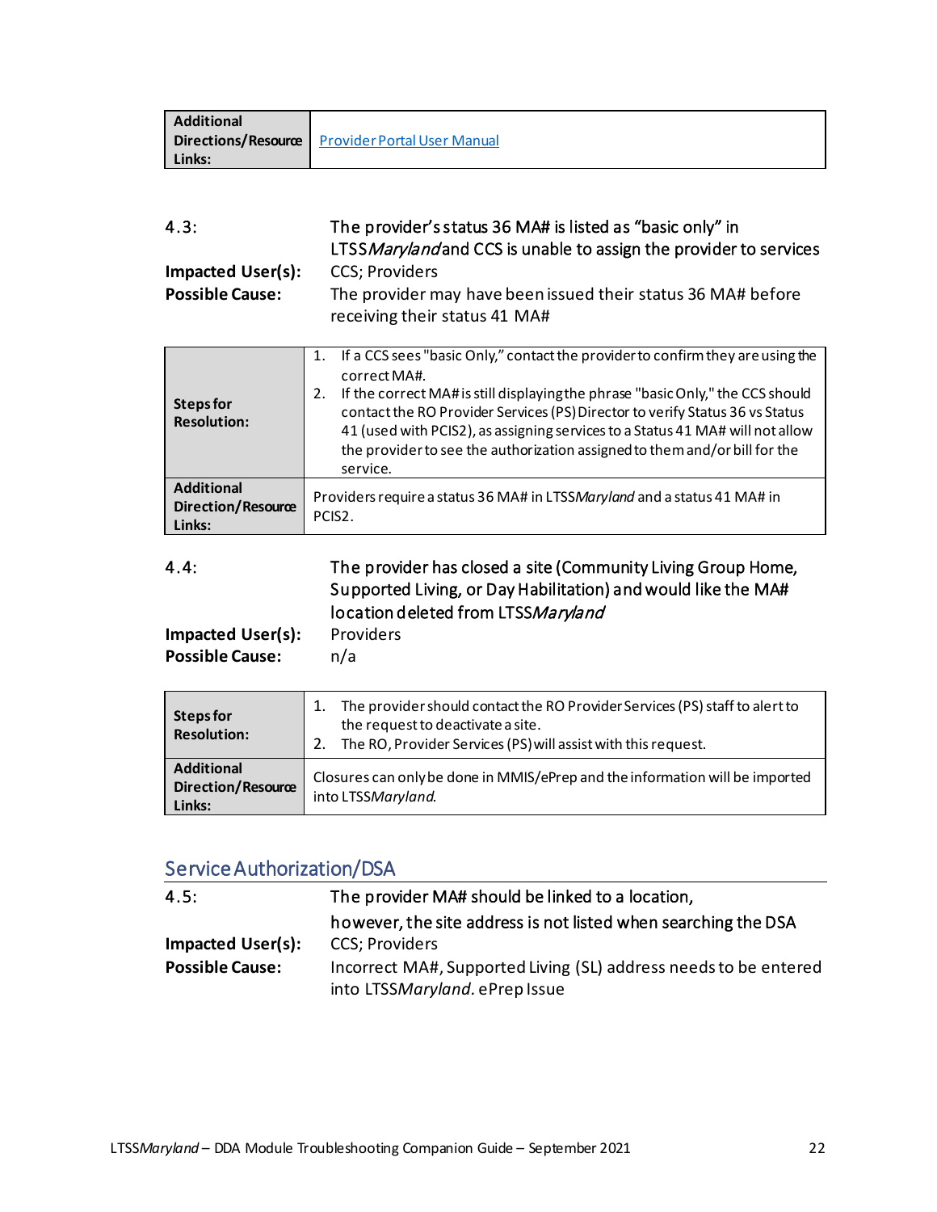| Additional Directions/Resource Links: | [Provider Portal User Manual]() |
|---|---|

| | |
|---|---|
| **4.3:** | The provider's status 36 MA# is listed as "basic only" in LTSS*Maryland* and CCS is unable to assign the provider to services |
| **Impacted User(s):** | CCS; Providers |
| **Possible Cause:** | The provider may have been issued their status 36 MA# before receiving their status 41 MA# |

| | |
|---|---|
| **Steps for Resolution:** | 1. If a CCS sees "basic Only," contact the provider to confirm they are using the correct MA#. <br> 2. If the correct MA# is still displaying the phrase "basic Only," the CCS should contact the RO Provider Services (PS) Director to verify Status 36 vs Status 41 (used with PCIS2), as assigning services to a Status 41 MA# will not allow the provider to see the authorization assigned to them and/or bill for the service. |
| **Additional Direction/Resource Links:** | Providers require a status 36 MA# in LTSS*Maryland* and a status 41 MA# in PCIS2. |

| | |
|---|---|
| **4.4:** | The provider has closed a site (Community Living Group Home, Supported Living, or Day Habilitation) and would like the MA# location deleted from LTSS*Maryland* |
| **Impacted User(s):** | Providers |
| **Possible Cause:** | n/a |

| | |
|---|---|
| **Steps for Resolution:** | 1. The provider should contact the RO Provider Services (PS) staff to alert to the request to deactivate a site. <br> 2. The RO, Provider Services (PS) will assist with this request. |
| **Additional Direction/Resource Links:** | Closures can only be done in MMIS/ePrep and the information will be imported into LTSS*Maryland.* |

## Service Authorization/DSA

| | |
|---|---|
| **4.5:** | The provider MA# should be linked to a location, however, the site address is not listed when searching the DSA |
| **Impacted User(s):** | CCS; Providers |
| **Possible Cause:** | Incorrect MA#, Supported Living (SL) address needs to be entered into LTSS*Maryland*. ePrep Issue |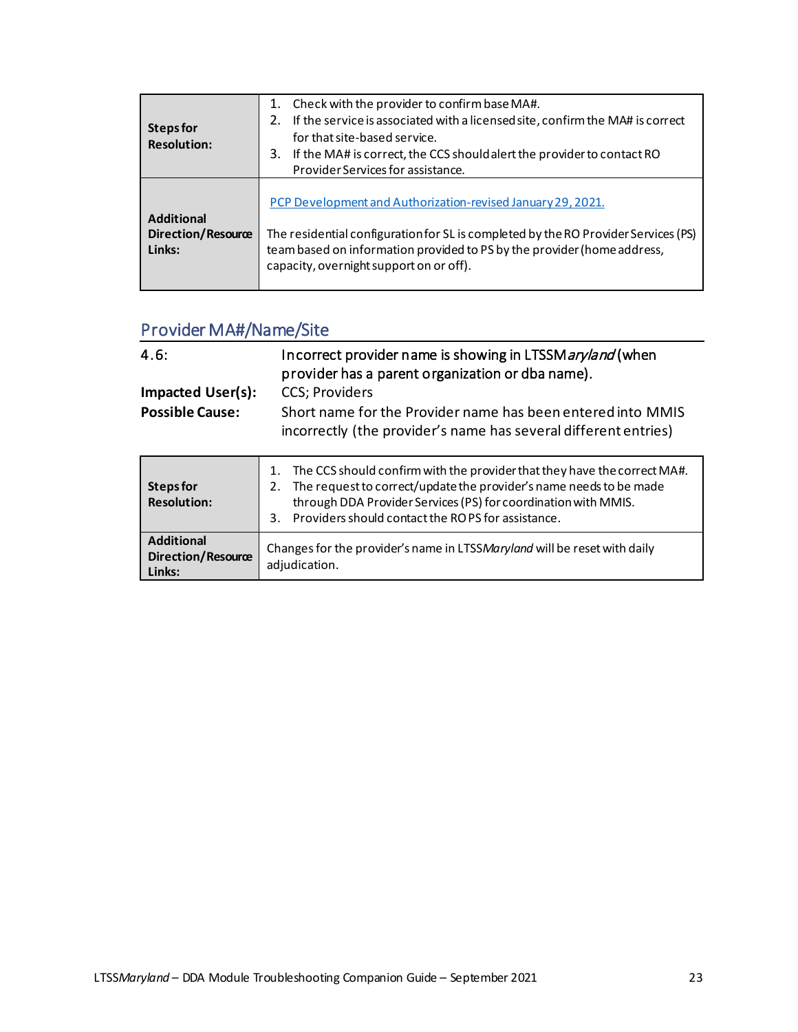| Steps for Resolution: | 1. Check with the provider to confirm base MA#.<br>2. If the service is associated with a licensed site, confirm the MA# is correct for that site-based service.<br>3. If the MA# is correct, the CCS should alert the provider to contact RO Provider Services for assistance. |
|---|---|
| Additional Direction/Resource Links: | [PCP Development and Authorization-revised January 29, 2021.]()<br><br>The residential configuration for SL is completed by the RO Provider Services (PS) team based on information provided to PS by the provider (home address, capacity, overnight support on or off). |

## Provider MA#/Name/Site

**4.6:** Incorrect provider name is showing in LTSS*Maryland* (when provider has a parent organization or dba name).

**Impacted User(s):** CCS; Providers

**Possible Cause:** Short name for the Provider name has been entered into MMIS incorrectly (the provider's name has several different entries)

| Steps for Resolution: | 1. The CCS should confirm with the provider that they have the correct MA#.<br>2. The request to correct/update the provider's name needs to be made through DDA Provider Services (PS) for coordination with MMIS.<br>3. Providers should contact the RO PS for assistance. |
|---|---|
| Additional Direction/Resource Links: | Changes for the provider's name in LTSS*Maryland* will be reset with daily adjudication. |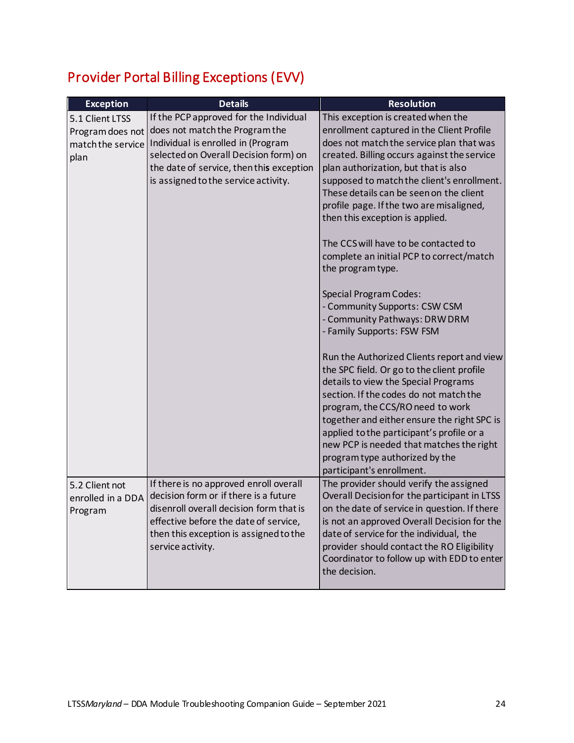## Provider Portal Billing Exceptions (EVV)

| Exception | Details | Resolution |
| --- | --- | --- |
| 5.1 Client LTSS Program does not match the service plan | If the PCP approved for the Individual does not match the Program the Individual is enrolled in (Program selected on Overall Decision form) on the date of service, then this exception is assigned to the service activity. | This exception is created when the enrollment captured in the Client Profile does not match the service plan that was created. Billing occurs against the service plan authorization, but that is also supposed to match the client's enrollment. These details can be seen on the client profile page. If the two are misaligned, then this exception is applied.<br><br>The CCS will have to be contacted to complete an initial PCP to correct/match the program type.<br><br>Special Program Codes:<br>- Community Supports: CSW CSM<br>- Community Pathways: DRW DRM<br>- Family Supports: FSW FSM<br><br>Run the Authorized Clients report and view the SPC field. Or go to the client profile details to view the Special Programs section. If the codes do not match the program, the CCS/RO need to work together and either ensure the right SPC is applied to the participant's profile or a new PCP is needed that matches the right program type authorized by the participant's enrollment. |
| 5.2 Client not enrolled in a DDA Program | If there is no approved enroll overall decision form or if there is a future disenroll overall decision form that is effective before the date of service, then this exception is assigned to the service activity. | The provider should verify the assigned Overall Decision for the participant in LTSS on the date of service in question. If there is not an approved Overall Decision for the date of service for the individual, the provider should contact the RO Eligibility Coordinator to follow up with EDD to enter the decision. |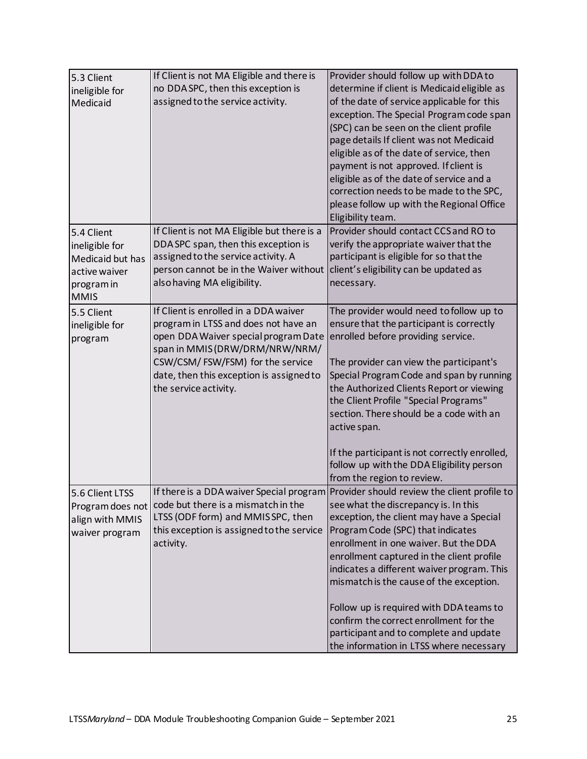| | | |
|---|---|---|
| 5.3 Client ineligible for Medicaid | If Client is not MA Eligible and there is no DDA SPC, then this exception is assigned to the service activity. | Provider should follow up with DDA to determine if client is Medicaid eligible as of the date of service applicable for this exception. The Special Program code span (SPC) can be seen on the client profile page details If client was not Medicaid eligible as of the date of service, then payment is not approved. If client is eligible as of the date of service and a correction needs to be made to the SPC, please follow up with the Regional Office Eligibility team. |
| 5.4 Client ineligible for Medicaid but has active waiver program in MMIS | If Client is not MA Eligible but there is a DDA SPC span, then this exception is assigned to the service activity. A person cannot be in the Waiver without also having MA eligibility. | Provider should contact CCS and RO to verify the appropriate waiver that the participant is eligible for so that the client's eligibility can be updated as necessary. |
| 5.5 Client ineligible for program | If Client is enrolled in a DDA waiver program in LTSS and does not have an open DDA Waiver special program Date span in MMIS (DRW/DRM/NRW/NRM/ CSW/CSM/ FSW/FSM) for the service date, then this exception is assigned to the service activity. | The provider would need to follow up to ensure that the participant is correctly enrolled before providing service.<br><br>The provider can view the participant's Special Program Code and span by running the Authorized Clients Report or viewing the Client Profile "Special Programs" section. There should be a code with an active span.<br><br>If the participant is not correctly enrolled, follow up with the DDA Eligibility person from the region to review. |
| 5.6 Client LTSS Program does not align with MMIS waiver program | If there is a DDA waiver Special program code but there is a mismatch in the LTSS (ODF form) and MMIS SPC, then this exception is assigned to the service activity. | Provider should review the client profile to see what the discrepancy is. In this exception, the client may have a Special Program Code (SPC) that indicates enrollment in one waiver. But the DDA enrollment captured in the client profile indicates a different waiver program. This mismatch is the cause of the exception.<br><br>Follow up is required with DDA teams to confirm the correct enrollment for the participant and to complete and update the information in LTSS where necessary |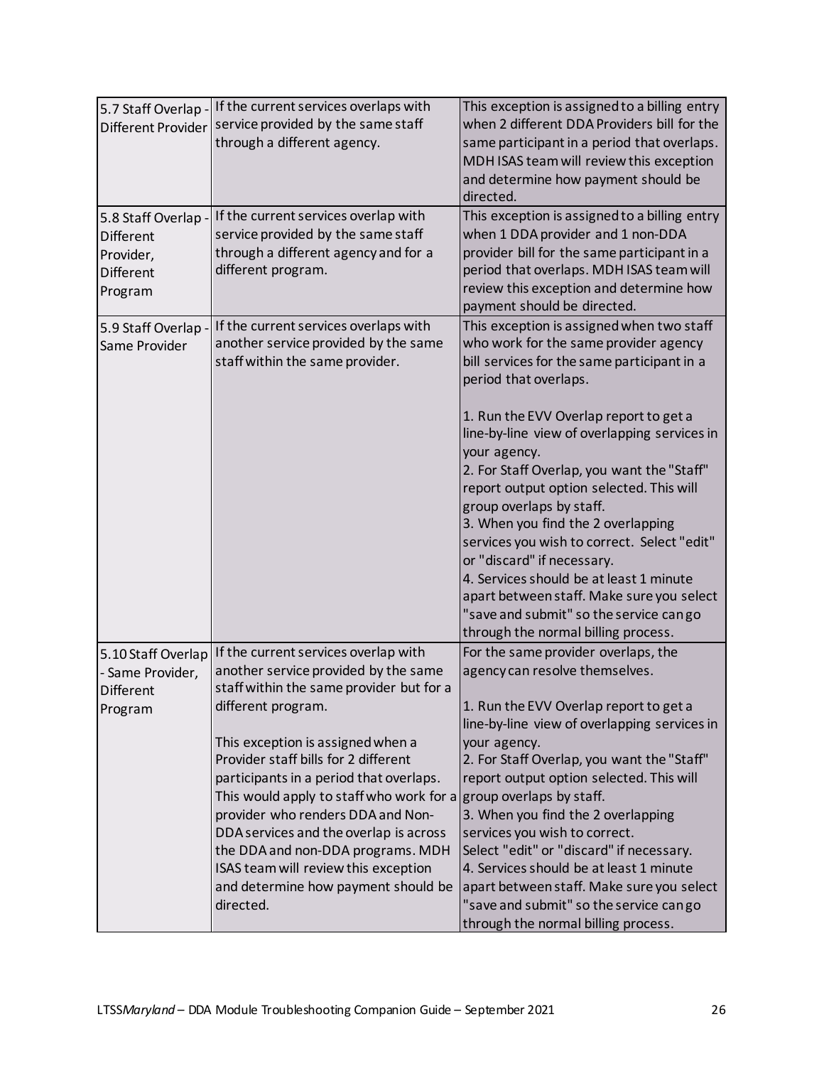| | | |
|---|---|---|
| 5.7 Staff Overlap - Different Provider | If the current services overlaps with service provided by the same staff through a different agency. | This exception is assigned to a billing entry when 2 different DDA Providers bill for the same participant in a period that overlaps. MDH ISAS team will review this exception and determine how payment should be directed. |
| 5.8 Staff Overlap - Different Provider, Different Program | If the current services overlap with service provided by the same staff through a different agency and for a different program. | This exception is assigned to a billing entry when 1 DDA provider and 1 non-DDA provider bill for the same participant in a period that overlaps. MDH ISAS team will review this exception and determine how payment should be directed. |
| 5.9 Staff Overlap - Same Provider | If the current services overlaps with another service provided by the same staff within the same provider. | This exception is assigned when two staff who work for the same provider agency bill services for the same participant in a period that overlaps.<br><br>1. Run the EVV Overlap report to get a line-by-line view of overlapping services in your agency.<br>2. For Staff Overlap, you want the "Staff" report output option selected. This will group overlaps by staff.<br>3. When you find the 2 overlapping services you wish to correct. Select "edit" or "discard" if necessary.<br>4. Services should be at least 1 minute apart between staff. Make sure you select "save and submit" so the service can go through the normal billing process. |
| 5.10 Staff Overlap - Same Provider, Different Program | If the current services overlap with another service provided by the same staff within the same provider but for a different program.<br><br>This exception is assigned when a Provider staff bills for 2 different participants in a period that overlaps. This would apply to staff who work for a provider who renders DDA and Non-DDA services and the overlap is across the DDA and non-DDA programs. MDH ISAS team will review this exception and determine how payment should be directed. | For the same provider overlaps, the agency can resolve themselves.<br><br>1. Run the EVV Overlap report to get a line-by-line view of overlapping services in your agency.<br>2. For Staff Overlap, you want the "Staff" report output option selected. This will group overlaps by staff.<br>3. When you find the 2 overlapping services you wish to correct. Select "edit" or "discard" if necessary.<br>4. Services should be at least 1 minute apart between staff. Make sure you select "save and submit" so the service can go through the normal billing process. |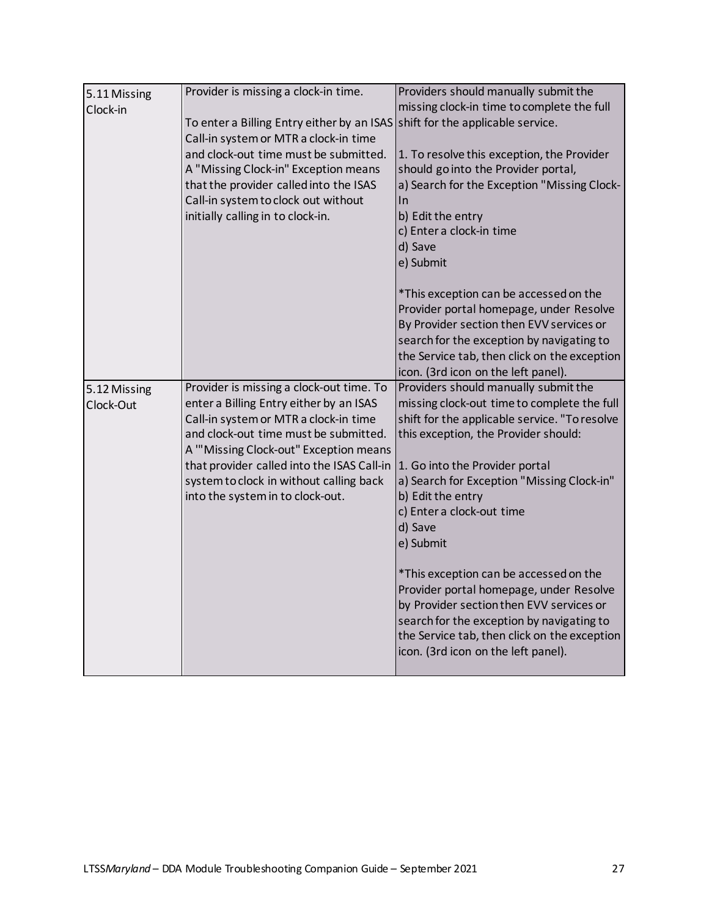| | | |
|---|---|---|
| 5.11 Missing Clock-in | Provider is missing a clock-in time.<br><br>To enter a Billing Entry either by an ISAS Call-in system or MTR a clock-in time and clock-out time must be submitted. A "Missing Clock-in" Exception means that the provider called into the ISAS Call-in system to clock out without initially calling in to clock-in. | Providers should manually submit the missing clock-in time to complete the full shift for the applicable service.<br><br>1. To resolve this exception, the Provider should go into the Provider portal,<br>a) Search for the Exception "Missing Clock-In<br>b) Edit the entry<br>c) Enter a clock-in time<br>d) Save<br>e) Submit<br><br>*This exception can be accessed on the Provider portal homepage, under Resolve By Provider section then EVV services or search for the exception by navigating to the Service tab, then click on the exception icon. (3rd icon on the left panel). |
| 5.12 Missing Clock-Out | Provider is missing a clock-out time. To enter a Billing Entry either by an ISAS Call-in system or MTR a clock-in time and clock-out time must be submitted. A '"Missing Clock-out" Exception means that provider called into the ISAS Call-in system to clock in without calling back into the system in to clock-out. | Providers should manually submit the missing clock-out time to complete the full shift for the applicable service. "To resolve this exception, the Provider should:<br><br>1. Go into the Provider portal<br>a) Search for Exception "Missing Clock-in"<br>b) Edit the entry<br>c) Enter a clock-out time<br>d) Save<br>e) Submit<br><br>*This exception can be accessed on the Provider portal homepage, under Resolve by Provider section then EVV services or search for the exception by navigating to the Service tab, then click on the exception icon. (3rd icon on the left panel). |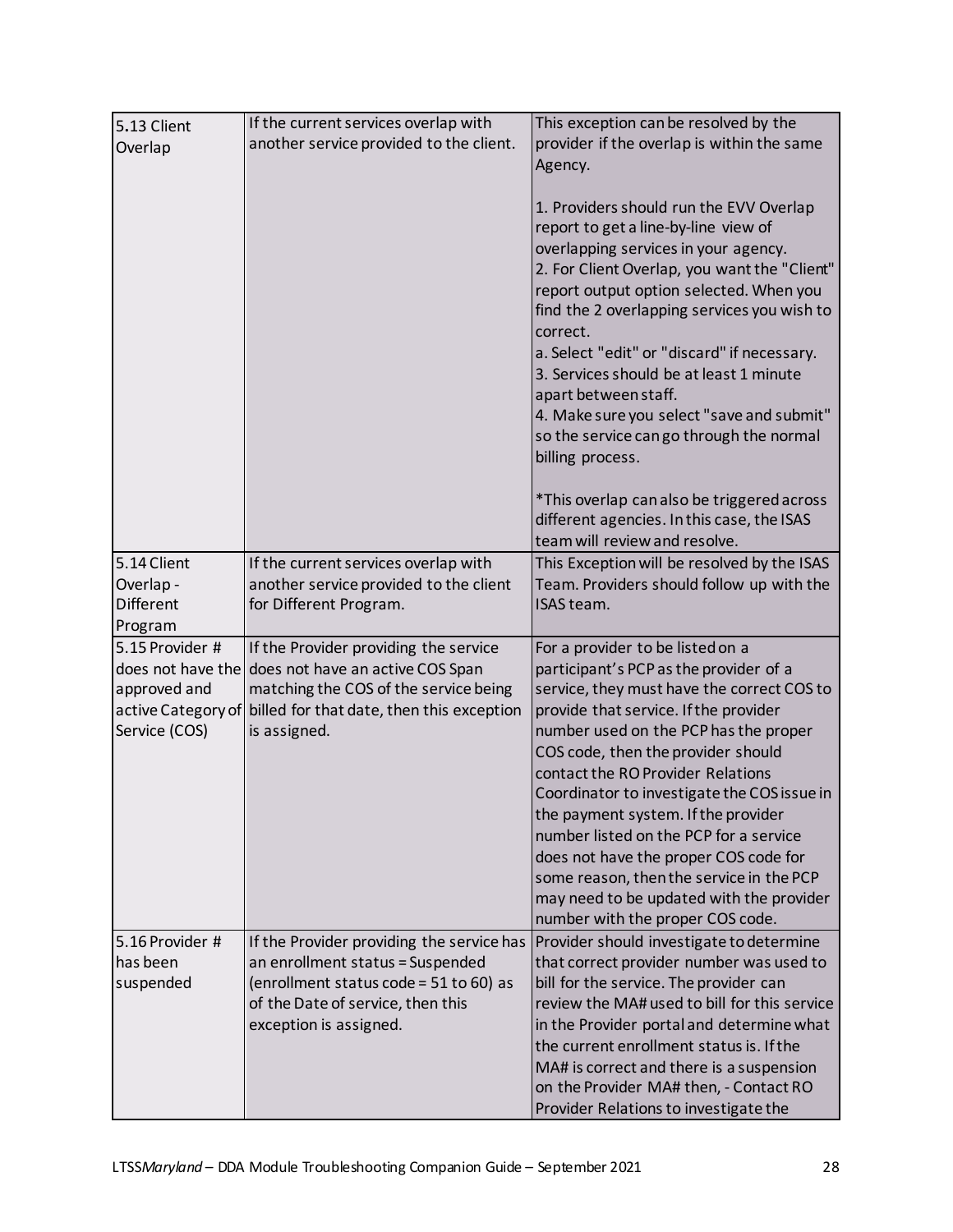| | | |
|---|---|---|
| 5.13 Client Overlap | If the current services overlap with another service provided to the client. | This exception can be resolved by the provider if the overlap is within the same Agency.<br><br>1. Providers should run the EVV Overlap report to get a line-by-line view of overlapping services in your agency.<br>2. For Client Overlap, you want the "Client" report output option selected. When you find the 2 overlapping services you wish to correct.<br>a. Select "edit" or "discard" if necessary.<br>3. Services should be at least 1 minute apart between staff.<br>4. Make sure you select "save and submit" so the service can go through the normal billing process.<br><br>*This overlap can also be triggered across different agencies. In this case, the ISAS team will review and resolve. |
| 5.14 Client Overlap - Different Program | If the current services overlap with another service provided to the client for Different Program. | This Exception will be resolved by the ISAS Team. Providers should follow up with the ISAS team. |
| 5.15 Provider # does not have the approved and active Category of Service (COS) | If the Provider providing the service does not have an active COS Span matching the COS of the service being billed for that date, then this exception is assigned. | For a provider to be listed on a participant's PCP as the provider of a service, they must have the correct COS to provide that service. If the provider number used on the PCP has the proper COS code, then the provider should contact the RO Provider Relations Coordinator to investigate the COS issue in the payment system. If the provider number listed on the PCP for a service does not have the proper COS code for some reason, then the service in the PCP may need to be updated with the provider number with the proper COS code. |
| 5.16 Provider # has been suspended | If the Provider providing the service has an enrollment status = Suspended (enrollment status code = 51 to 60) as of the Date of service, then this exception is assigned. | Provider should investigate to determine that correct provider number was used to bill for the service. The provider can review the MA# used to bill for this service in the Provider portal and determine what the current enrollment status is. If the MA# is correct and there is a suspension on the Provider MA# then, - Contact RO Provider Relations to investigate the |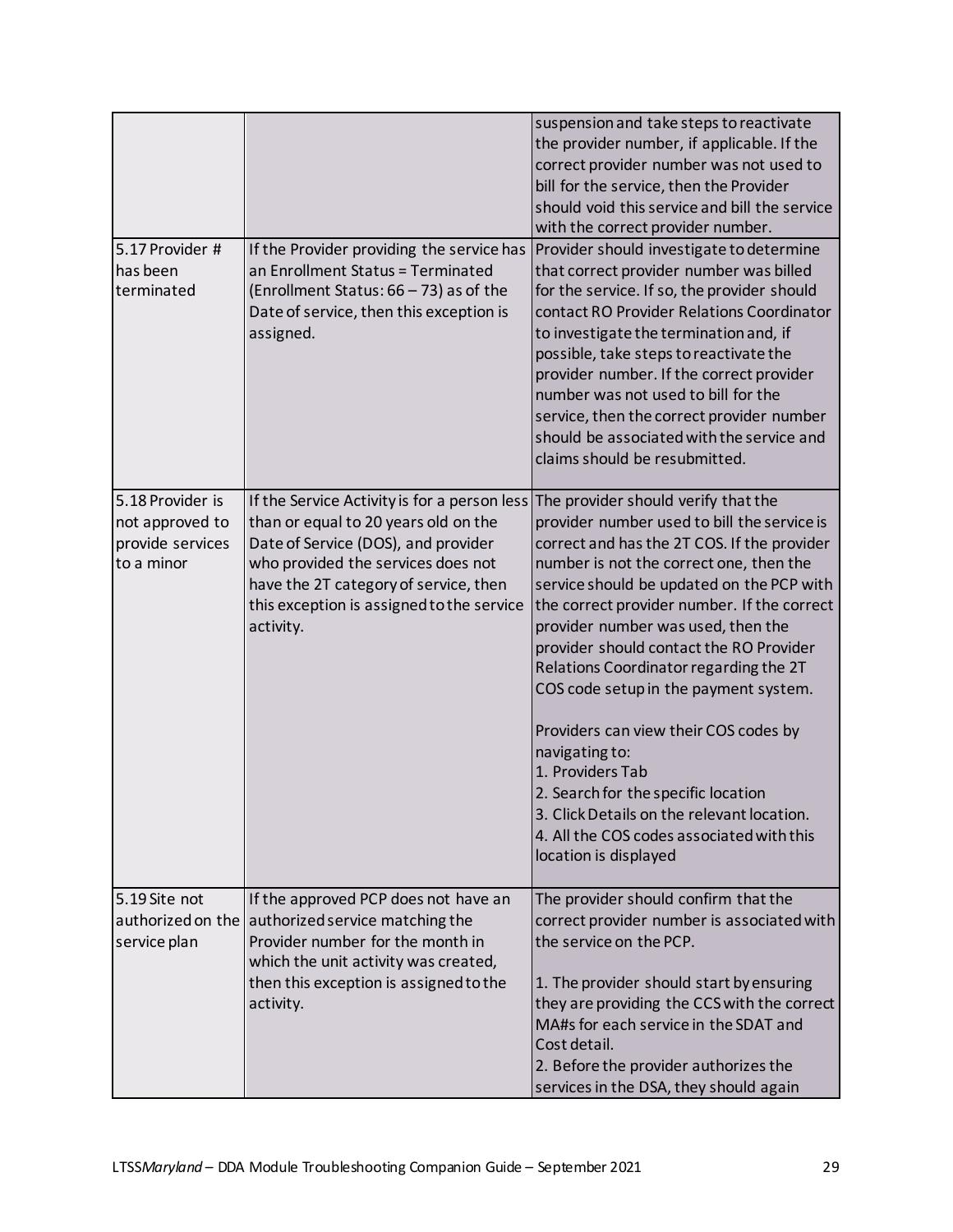| | | |
|---|---|---|
| | | suspension and take steps to reactivate the provider number, if applicable. If the correct provider number was not used to bill for the service, then the Provider should void this service and bill the service with the correct provider number. |
| 5.17 Provider # has been terminated | If the Provider providing the service has an Enrollment Status = Terminated (Enrollment Status: 66 – 73) as of the Date of service, then this exception is assigned. | Provider should investigate to determine that correct provider number was billed for the service. If so, the provider should contact RO Provider Relations Coordinator to investigate the termination and, if possible, take steps to reactivate the provider number. If the correct provider number was not used to bill for the service, then the correct provider number should be associated with the service and claims should be resubmitted. |
| 5.18 Provider is not approved to provide services to a minor | If the Service Activity is for a person less than or equal to 20 years old on the Date of Service (DOS), and provider who provided the services does not have the 2T category of service, then this exception is assigned to the service activity. | The provider should verify that the provider number used to bill the service is correct and has the 2T COS. If the provider number is not the correct one, then the service should be updated on the PCP with the correct provider number. If the correct provider number was used, then the provider should contact the RO Provider Relations Coordinator regarding the 2T COS code setup in the payment system.<br><br>Providers can view their COS codes by navigating to:<br>1. Providers Tab<br>2. Search for the specific location<br>3. Click Details on the relevant location.<br>4. All the COS codes associated with this location is displayed |
| 5.19 Site not authorized on the service plan | If the approved PCP does not have an authorized service matching the Provider number for the month in which the unit activity was created, then this exception is assigned to the activity. | The provider should confirm that the correct provider number is associated with the service on the PCP.<br><br>1. The provider should start by ensuring they are providing the CCS with the correct MA#s for each service in the SDAT and Cost detail.<br>2. Before the provider authorizes the services in the DSA, they should again |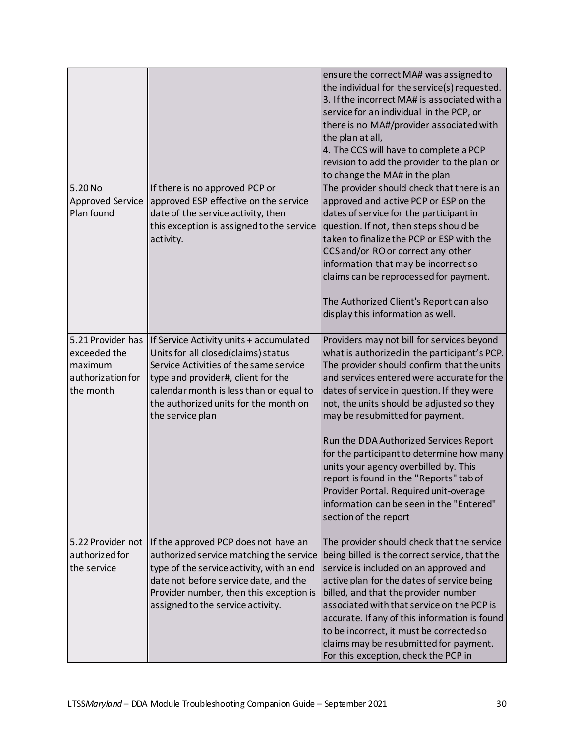| | | |
|---|---|---|
| | | ensure the correct MA# was assigned to the individual for the service(s) requested.<br>3. If the incorrect MA# is associated with a service for an individual in the PCP, or there is no MA#/provider associated with the plan at all,<br>4. The CCS will have to complete a PCP revision to add the provider to the plan or to change the MA# in the plan |
| 5.20 No Approved Service Plan found | If there is no approved PCP or approved ESP effective on the service date of the service activity, then this exception is assigned to the service activity. | The provider should check that there is an approved and active PCP or ESP on the dates of service for the participant in question. If not, then steps should be taken to finalize the PCP or ESP with the CCS and/or RO or correct any other information that may be incorrect so claims can be reprocessed for payment.<br><br>The Authorized Client's Report can also display this information as well. |
| 5.21 Provider has exceeded the maximum authorization for the month | If Service Activity units + accumulated Units for all closed(claims) status Service Activities of the same service type and provider#, client for the calendar month is less than or equal to the authorized units for the month on the service plan | Providers may not bill for services beyond what is authorized in the participant's PCP. The provider should confirm that the units and services entered were accurate for the dates of service in question. If they were not, the units should be adjusted so they may be resubmitted for payment.<br><br>Run the DDA Authorized Services Report for the participant to determine how many units your agency overbilled by. This report is found in the "Reports" tab of Provider Portal. Required unit-overage information can be seen in the "Entered" section of the report |
| 5.22 Provider not authorized for the service | If the approved PCP does not have an authorized service matching the service type of the service activity, with an end date not before service date, and the Provider number, then this exception is assigned to the service activity. | The provider should check that the service being billed is the correct service, that the service is included on an approved and active plan for the dates of service being billed, and that the provider number associated with that service on the PCP is accurate. If any of this information is found to be incorrect, it must be corrected so claims may be resubmitted for payment. For this exception, check the PCP in |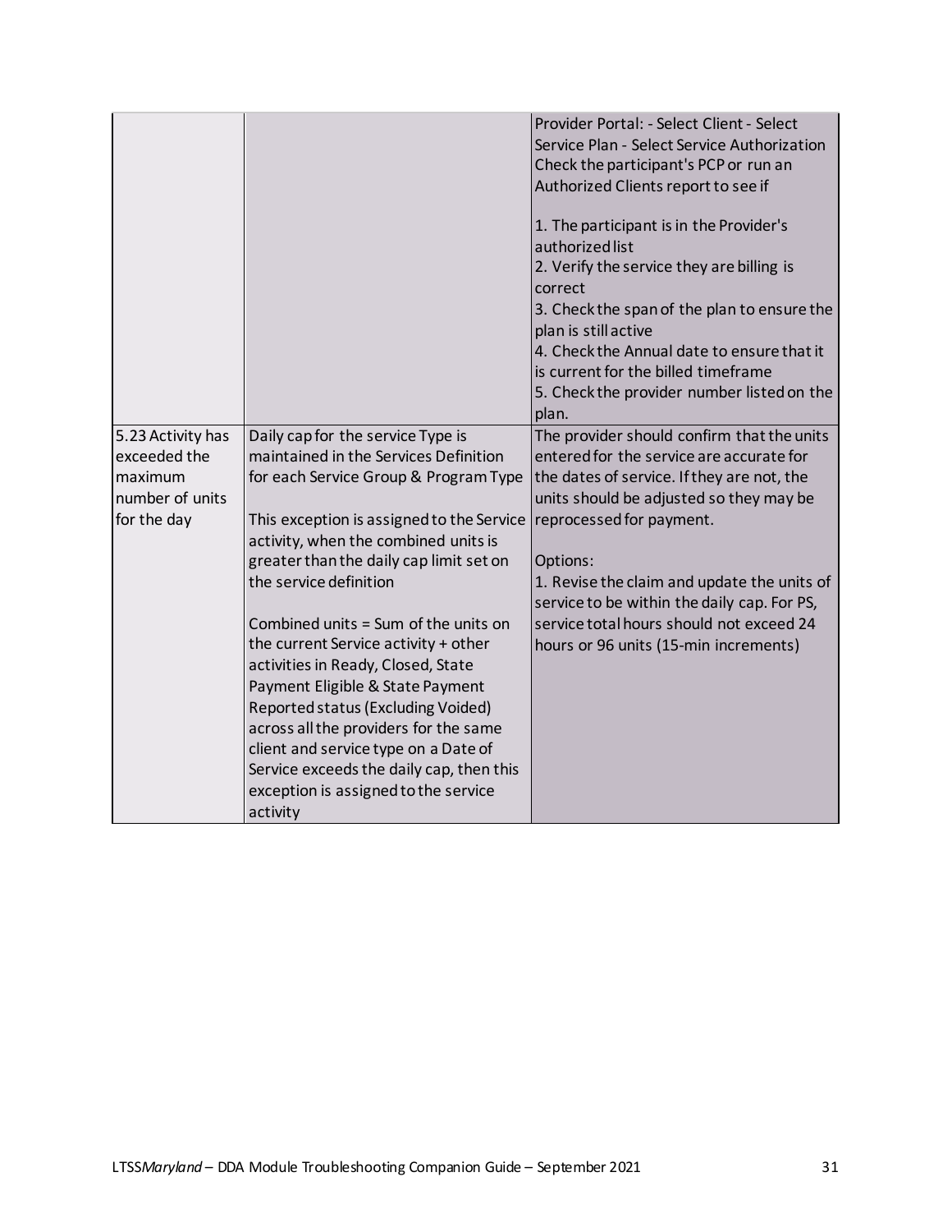| | | |
|---|---|---|
| | | Provider Portal: - Select Client - Select Service Plan - Select Service Authorization Check the participant's PCP or run an Authorized Clients report to see if<br><br>1. The participant is in the Provider's authorized list<br>2. Verify the service they are billing is correct<br>3. Check the span of the plan to ensure the plan is still active<br>4. Check the Annual date to ensure that it is current for the billed timeframe<br>5. Check the provider number listed on the plan. |
| 5.23 Activity has exceeded the maximum number of units for the day | Daily cap for the service Type is maintained in the Services Definition for each Service Group & Program Type<br><br>This exception is assigned to the Service activity, when the combined units is greater than the daily cap limit set on the service definition<br><br>Combined units = Sum of the units on the current Service activity + other activities in Ready, Closed, State Payment Eligible & State Payment Reported status (Excluding Voided) across all the providers for the same client and service type on a Date of Service exceeds the daily cap, then this exception is assigned to the service activity | The provider should confirm that the units entered for the service are accurate for the dates of service. If they are not, the units should be adjusted so they may be reprocessed for payment.<br><br>Options:<br>1. Revise the claim and update the units of service to be within the daily cap. For PS, service total hours should not exceed 24 hours or 96 units (15-min increments) |